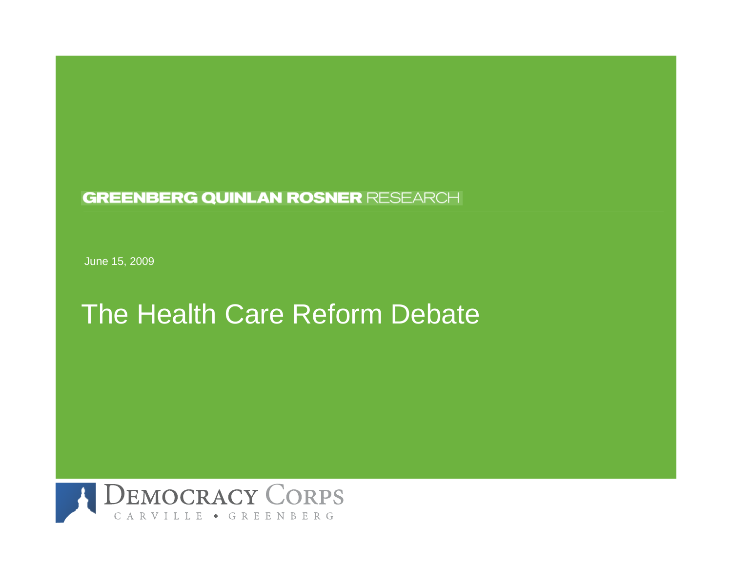GREENBERG QUINLAN ROSNER RESEARCH

June 15, 2009

# The Health Care Reform Debate

DEMOCRACY CORPS

CARVILLE • GREENBERG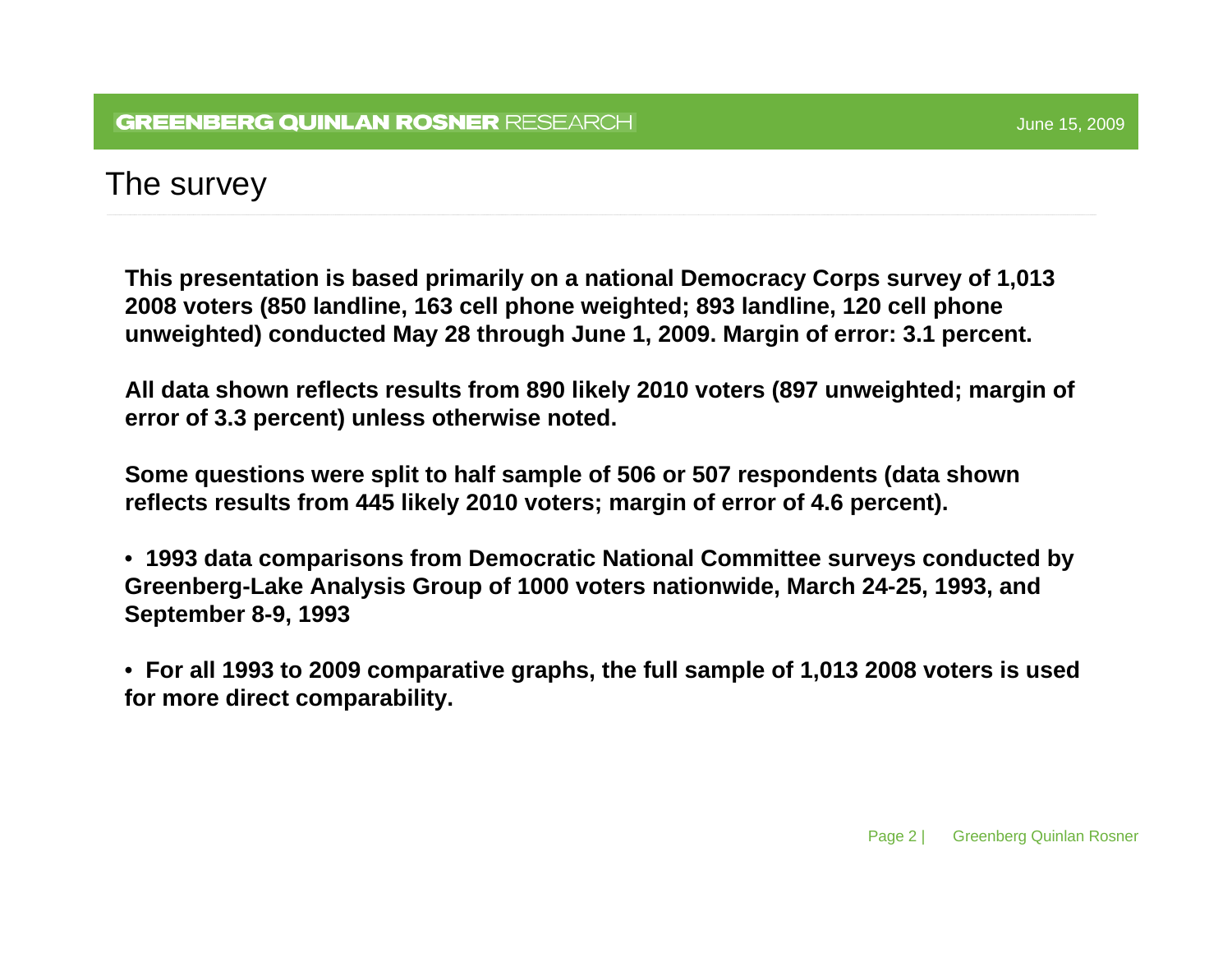# The survey

**This presentation is based primarily on a national Democracy Corps survey of 1,013 2008 voters (850 landline, 163 cell phone weighted; 893 landline, 120 cell phone unweighted) conducted May 28 through June 1, 2009. Margin of error: 3.1 percent.**

**All data shown reflects results from 890 likely 2010 voters (897 unweighted; margin of error of 3.3 percent) unless otherwise noted.**

**Some questions were split to half sample of 506 or 507 respondents (data shown reflects results from 445 likely 2010 voters; margin of error of 4.6 percent).**

- **1993 data comparisons from Democratic National Committee surveys conducted by Greenberg-Lake Analysis Group of 1000 voters nationwide, March 24-25, 1993, and September 8-9, 1993**

- **For all 1993 to 2009 comparative graphs, the full sample of 1,013 2008 voters is used for more direct comparability.**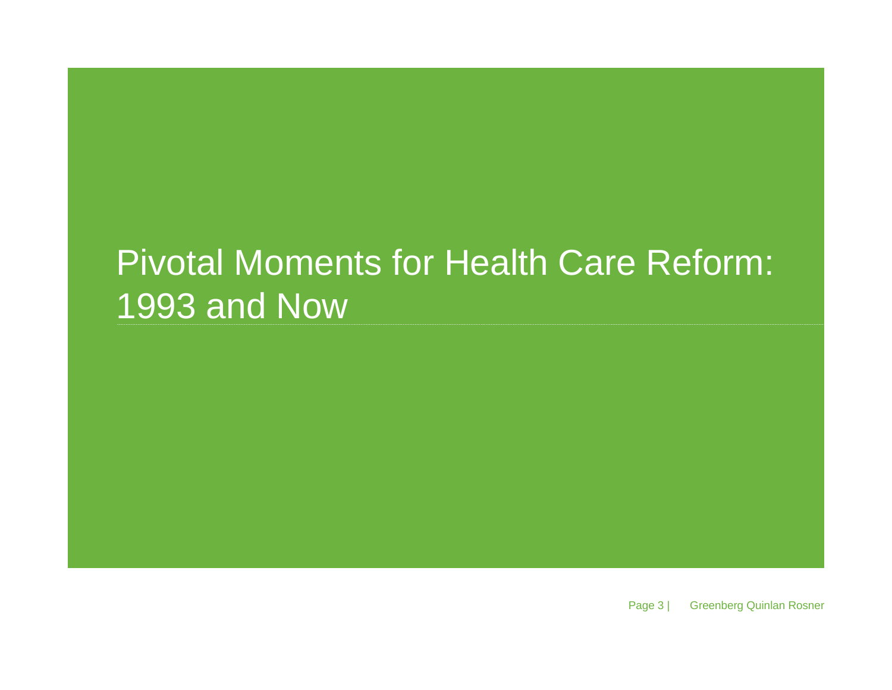# Pivotal Moments for Health Care Reform: 1993 and Now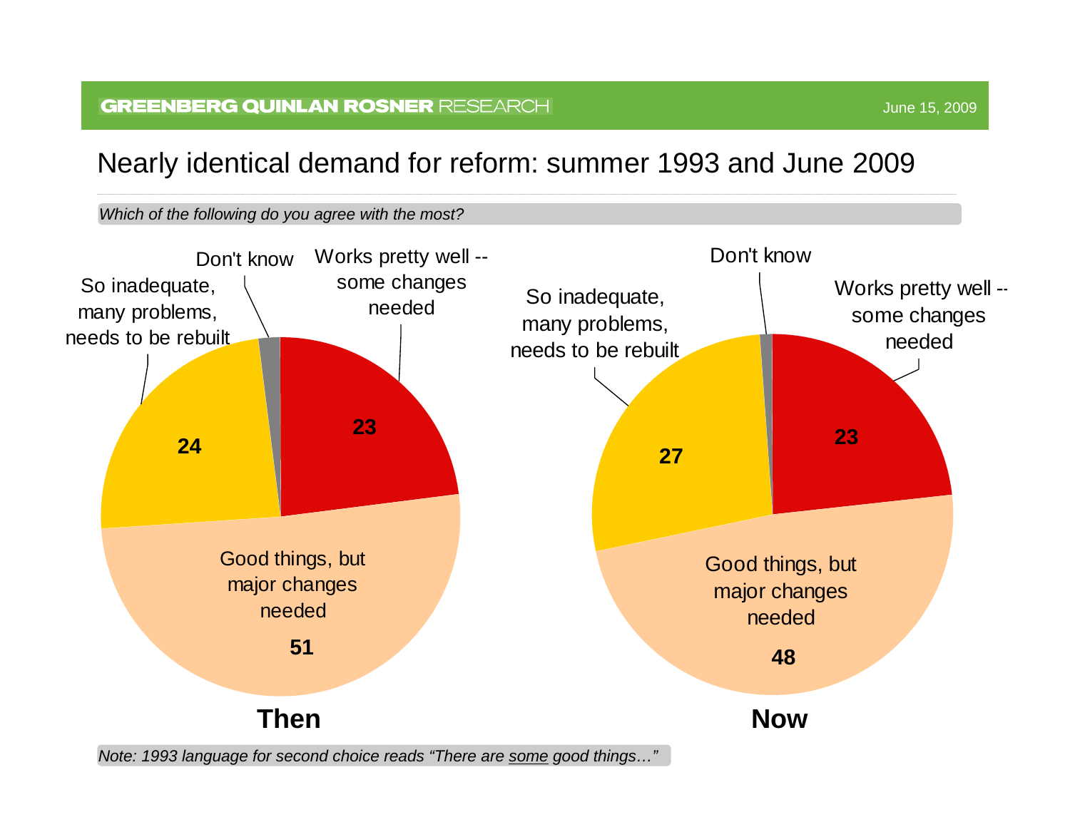## Nearly identical demand for reform: summer 1993 and June 2009

*Which of the following do you agree with the most?*

| Response | Then | Now |
| --- | --- | --- |
| Works pretty well -- some changes needed | 23 | 23 |
| Good things, but major changes needed | 51 | 48 |
| So inadequate, many problems, needs to be rebuilt | 24 | 27 |
| Don't know | | |

*Note: 1993 language for second choice reads "There are some good things…"*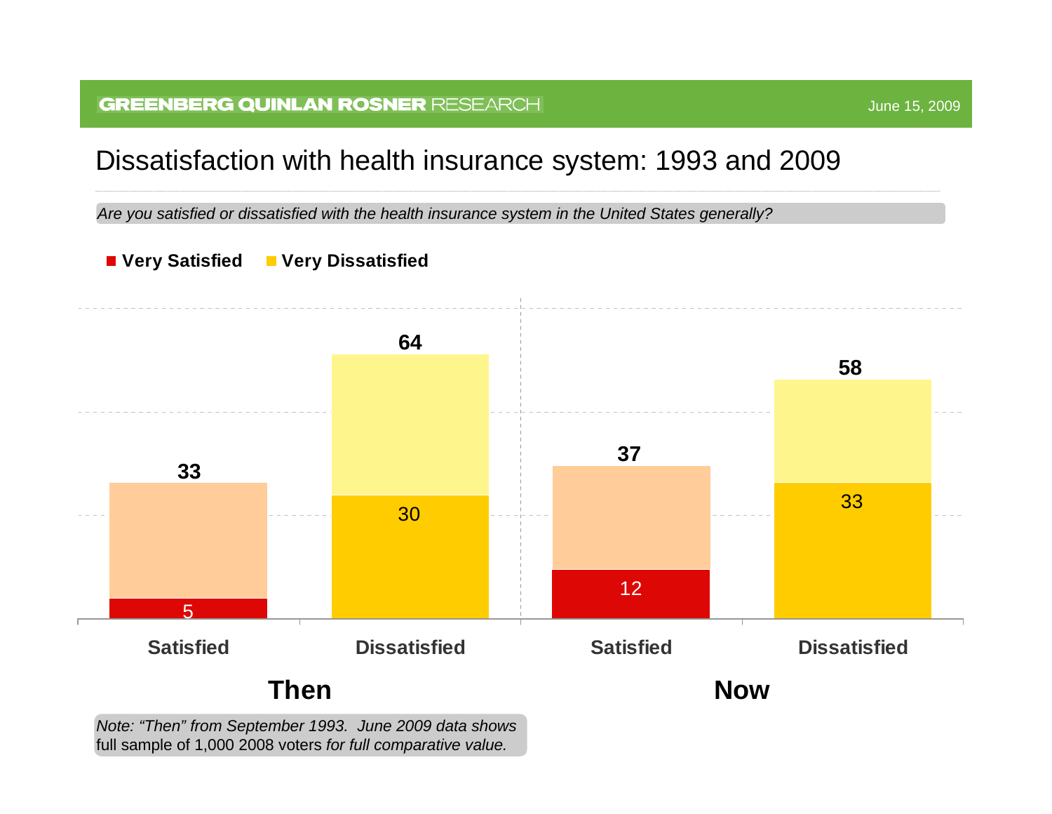# Dissatisfaction with health insurance system: 1993 and 2009

*Are you satisfied or dissatisfied with the health insurance system in the United States generally?*

■ **Very Satisfied** ■ **Very Dissatisfied**

| | Then: Satisfied | Then: Dissatisfied | Now: Satisfied | Now: Dissatisfied |
|---|---|---|---|---|
| Total | 33 | 64 | 37 | 58 |
| Very Satisfied / Very Dissatisfied | 5 | 30 | 12 | 33 |

*Note: "Then" from September 1993. June 2009 data shows* full sample of 1,000 2008 voters *for full comparative value.*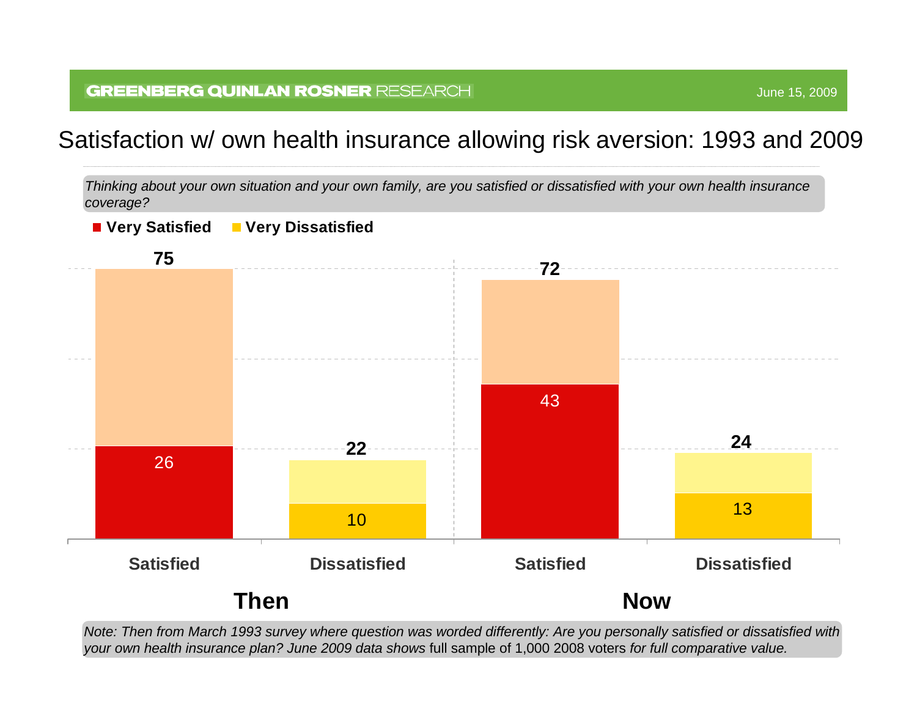## Satisfaction w/ own health insurance allowing risk aversion: 1993 and 2009

*Thinking about your own situation and your own family, are you satisfied or dissatisfied with your own health insurance coverage?*

| | Then: Satisfied | Then: Dissatisfied | Now: Satisfied | Now: Dissatisfied |
|---|---|---|---|---|
| Total | 75 | 22 | 72 | 24 |
| Very Satisfied | 26 | | 43 | |
| Very Dissatisfied | | 10 | | 13 |

*Note: Then from March 1993 survey where question was worded differently: Are you personally satisfied or dissatisfied with your own health insurance plan? June 2009 data shows* full sample of 1,000 2008 voters *for full comparative value.*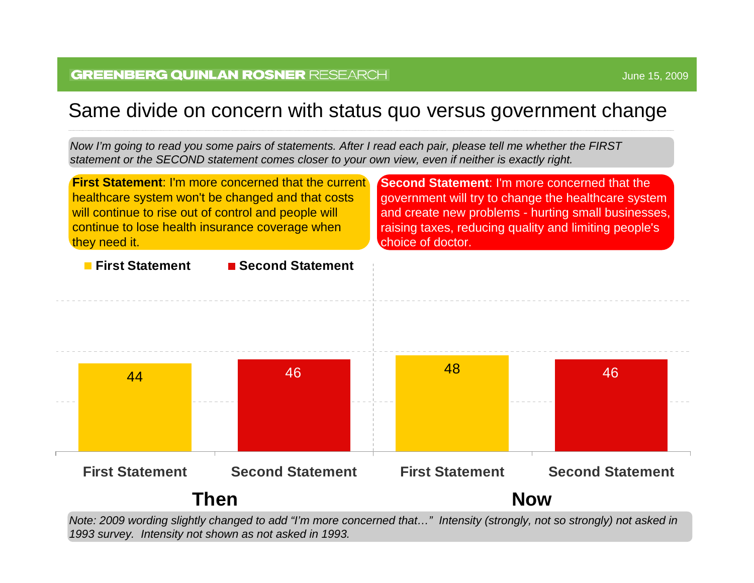# Same divide on concern with status quo versus government change

*Now I'm going to read you some pairs of statements. After I read each pair, please tell me whether the FIRST statement or the SECOND statement comes closer to your own view, even if neither is exactly right.*

**First Statement**: I'm more concerned that the current healthcare system won't be changed and that costs will continue to rise out of control and people will continue to lose health insurance coverage when they need it.

**Second Statement**: I'm more concerned that the government will try to change the healthcare system and create new problems - hurting small businesses, raising taxes, reducing quality and limiting people's choice of doctor.

| | First Statement | Second Statement |
|---|---|---|
| Then | 44 | 46 |
| Now | 48 | 46 |

*Note: 2009 wording slightly changed to add "I'm more concerned that…" Intensity (strongly, not so strongly) not asked in 1993 survey. Intensity not shown as not asked in 1993.*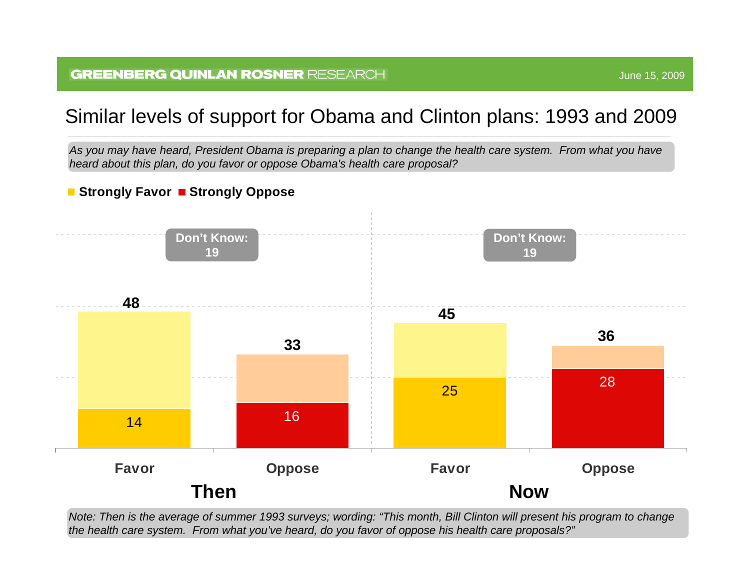## Similar levels of support for Obama and Clinton plans: 1993 and 2009

*As you may have heard, President Obama is preparing a plan to change the health care system. From what you have heard about this plan, do you favor or oppose Obama's health care proposal?*

**Strongly Favor** **Strongly Oppose**

| | Then: Favor | Then: Oppose | Now: Favor | Now: Oppose |
|---|---|---|---|---|
| Total | 48 | 33 | 45 | 36 |
| Strongly | 14 | 16 | 25 | 28 |
| Don't Know | 19 | | 19 | |

*Note: Then is the average of summer 1993 surveys; wording: "This month, Bill Clinton will present his program to change the health care system. From what you've heard, do you favor of oppose his health care proposals?"*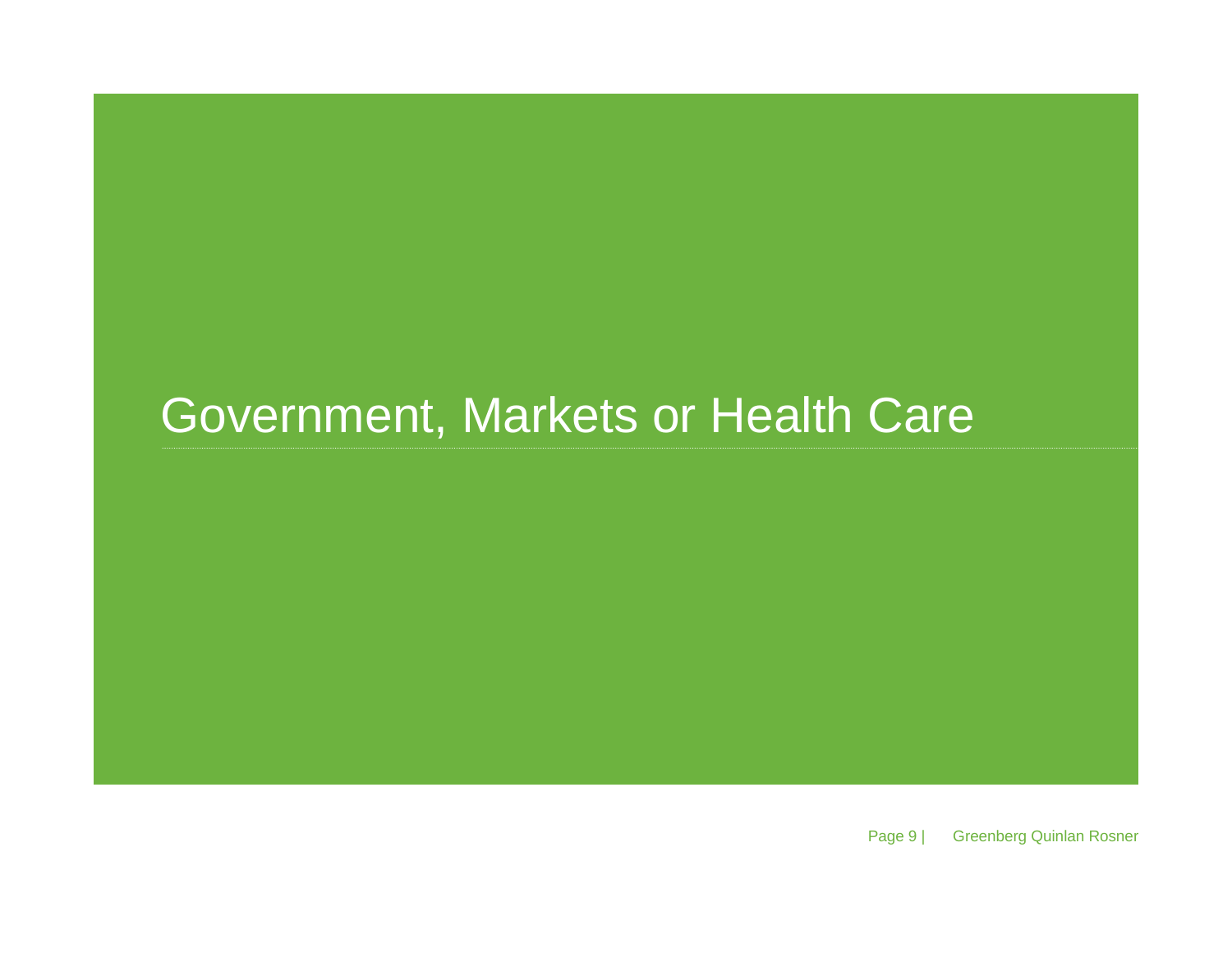# Government, Markets or Health Care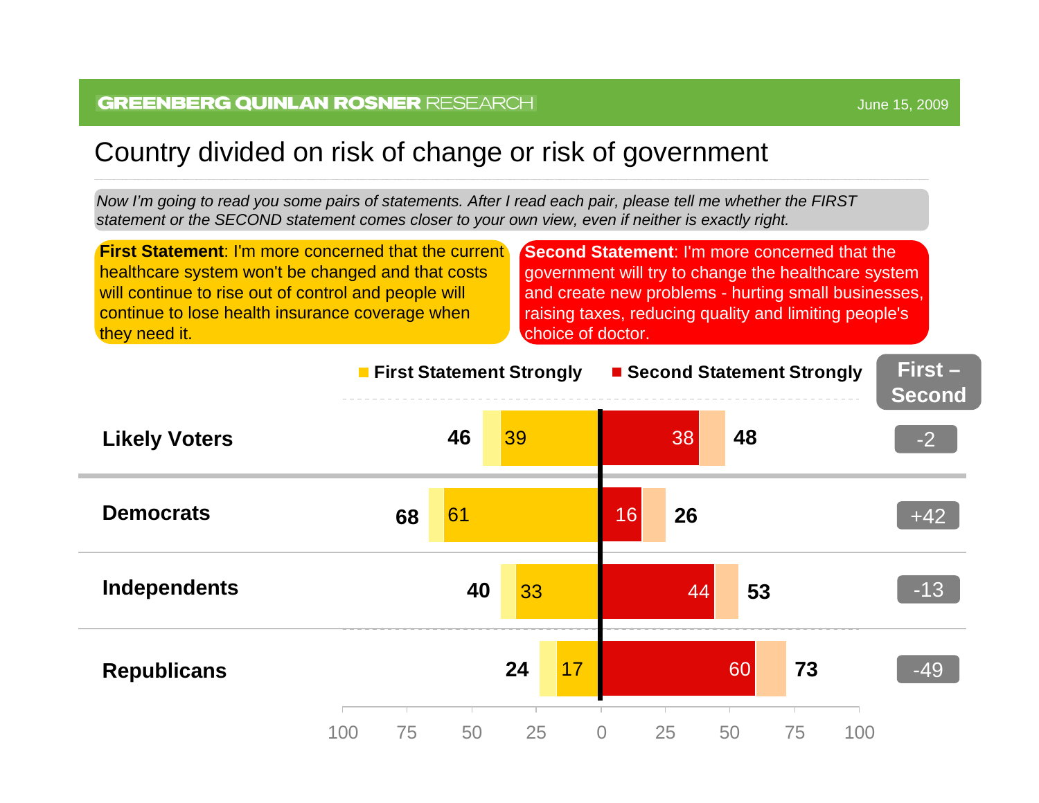# Country divided on risk of change or risk of government

*Now I'm going to read you some pairs of statements. After I read each pair, please tell me whether the FIRST statement or the SECOND statement comes closer to your own view, even if neither is exactly right.*

**First Statement**: I'm more concerned that the current healthcare system won't be changed and that costs will continue to rise out of control and people will continue to lose health insurance coverage when they need it.

**Second Statement**: I'm more concerned that the government will try to change the healthcare system and create new problems - hurting small businesses, raising taxes, reducing quality and limiting people's choice of doctor.

| | First Statement (Total) | First Statement Strongly | Second Statement Strongly | Second Statement (Total) | First – Second |
|---|---|---|---|---|---|
| Likely Voters | 46 | 39 | 38 | 48 | -2 |
| Democrats | 68 | 61 | 16 | 26 | +42 |
| Independents | 40 | 33 | 44 | 53 | -13 |
| Republicans | 24 | 17 | 60 | 73 | -49 |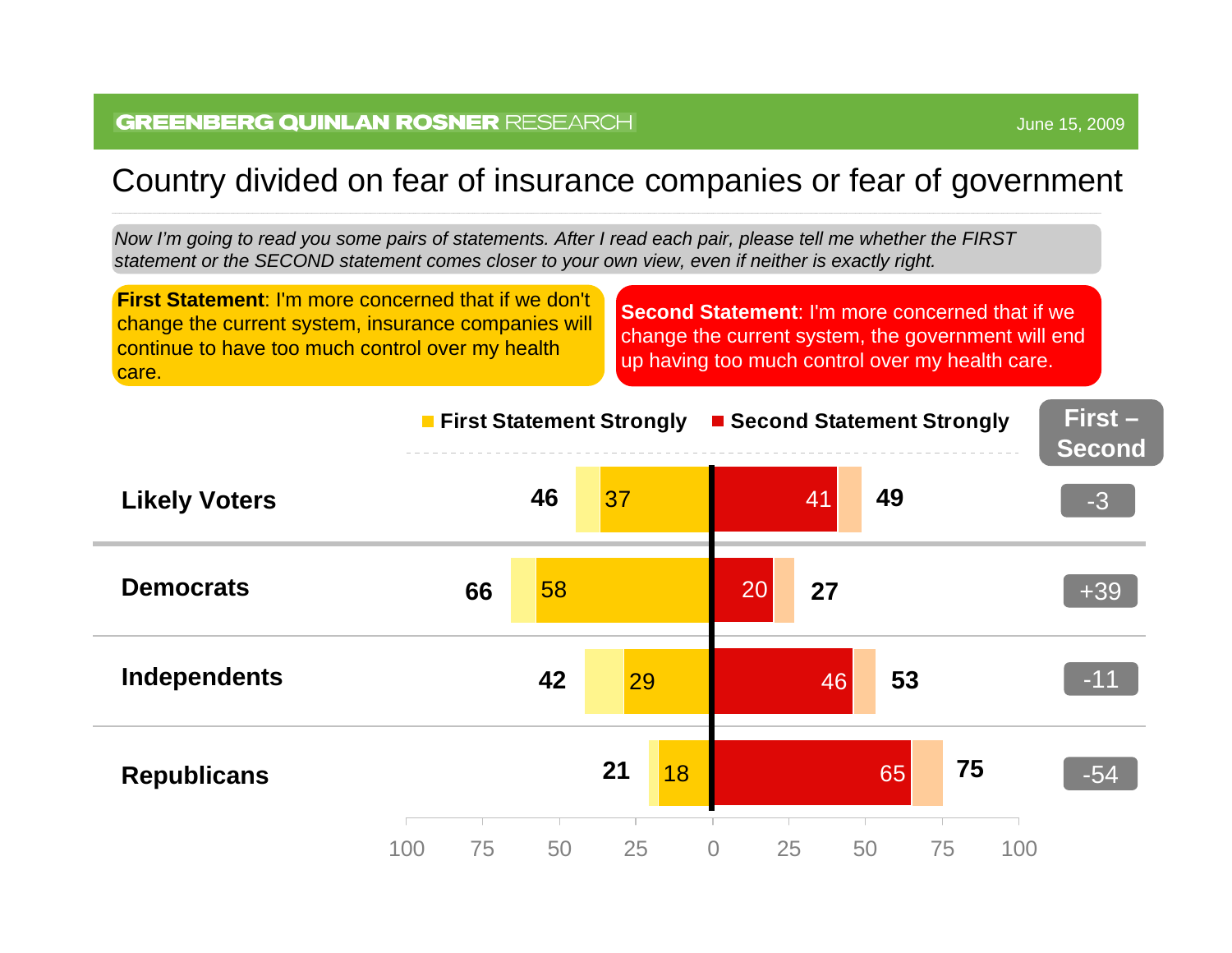GREENBERG QUINLAN ROSNER RESEARCH

June 15, 2009

# Country divided on fear of insurance companies or fear of government

*Now I'm going to read you some pairs of statements. After I read each pair, please tell me whether the FIRST statement or the SECOND statement comes closer to your own view, even if neither is exactly right.*

**First Statement**: I'm more concerned that if we don't change the current system, insurance companies will continue to have too much control over my health care.

**Second Statement**: I'm more concerned that if we change the current system, the government will end up having too much control over my health care.

| | First Statement (Total) | First Statement Strongly | Second Statement Strongly | Second Statement (Total) | First – Second |
|---|---|---|---|---|---|
| Likely Voters | 46 | 37 | 41 | 49 | -3 |
| Democrats | 66 | 58 | 20 | 27 | +39 |
| Independents | 42 | 29 | 46 | 53 | -11 |
| Republicans | 21 | 18 | 65 | 75 | -54 |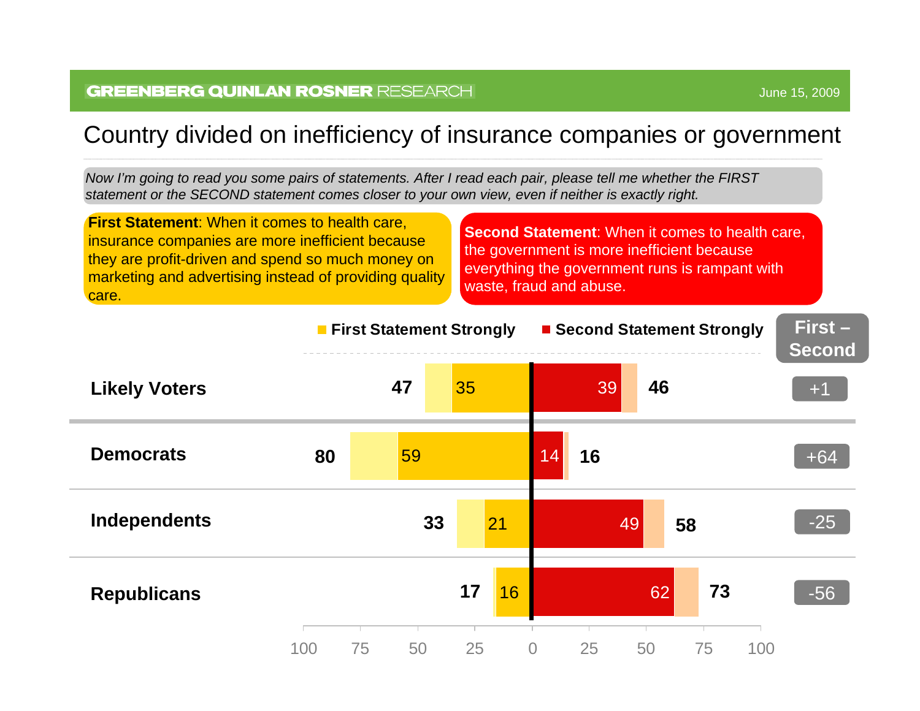GREENBERG QUINLAN ROSNER RESEARCH — June 15, 2009

# Country divided on inefficiency of insurance companies or government

*Now I'm going to read you some pairs of statements. After I read each pair, please tell me whether the FIRST statement or the SECOND statement comes closer to your own view, even if neither is exactly right.*

**First Statement**: When it comes to health care, insurance companies are more inefficient because they are profit-driven and spend so much money on marketing and advertising instead of providing quality care.

**Second Statement**: When it comes to health care, the government is more inefficient because everything the government runs is rampant with waste, fraud and abuse.

| | First Statement (Total) | First Statement Strongly | Second Statement Strongly | Second Statement (Total) | First – Second |
|---|---|---|---|---|---|
| Likely Voters | 47 | 35 | 39 | 46 | +1 |
| Democrats | 80 | 59 | 14 | 16 | +64 |
| Independents | 33 | 21 | 49 | 58 | -25 |
| Republicans | 17 | 16 | 62 | 73 | -56 |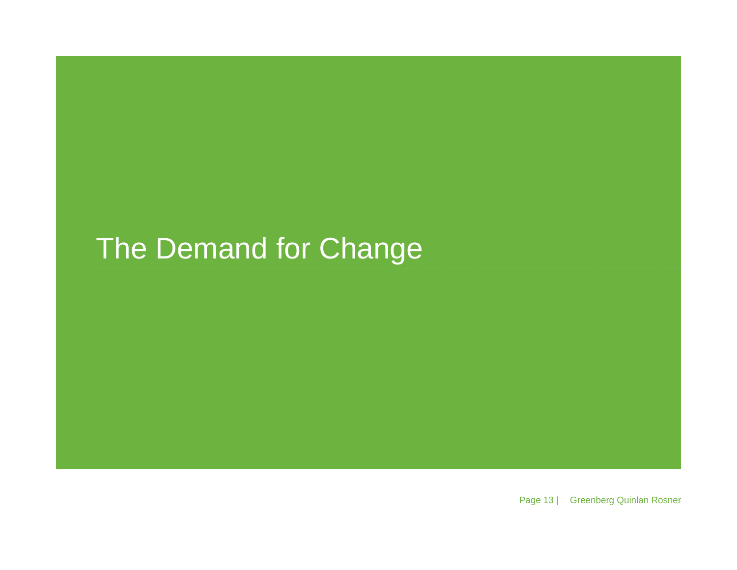# The Demand for Change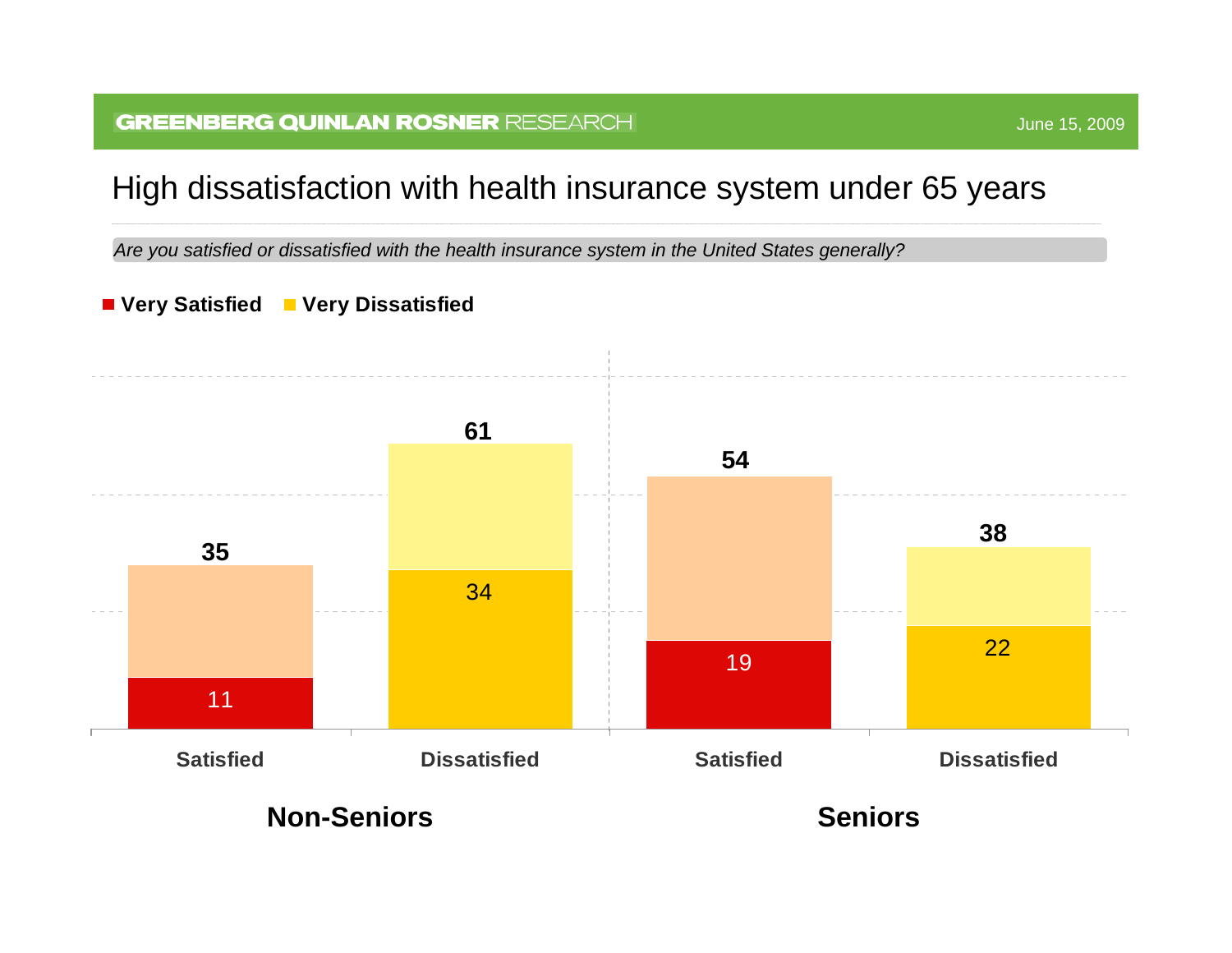# High dissatisfaction with health insurance system under 65 years

*Are you satisfied or dissatisfied with the health insurance system in the United States generally?*

**Very Satisfied** **Very Dissatisfied**

| | Non-Seniors: Satisfied | Non-Seniors: Dissatisfied | Seniors: Satisfied | Seniors: Dissatisfied |
|---|---|---|---|---|
| Total | 35 | 61 | 54 | 38 |
| Very Satisfied / Very Dissatisfied | 11 | 34 | 19 | 22 |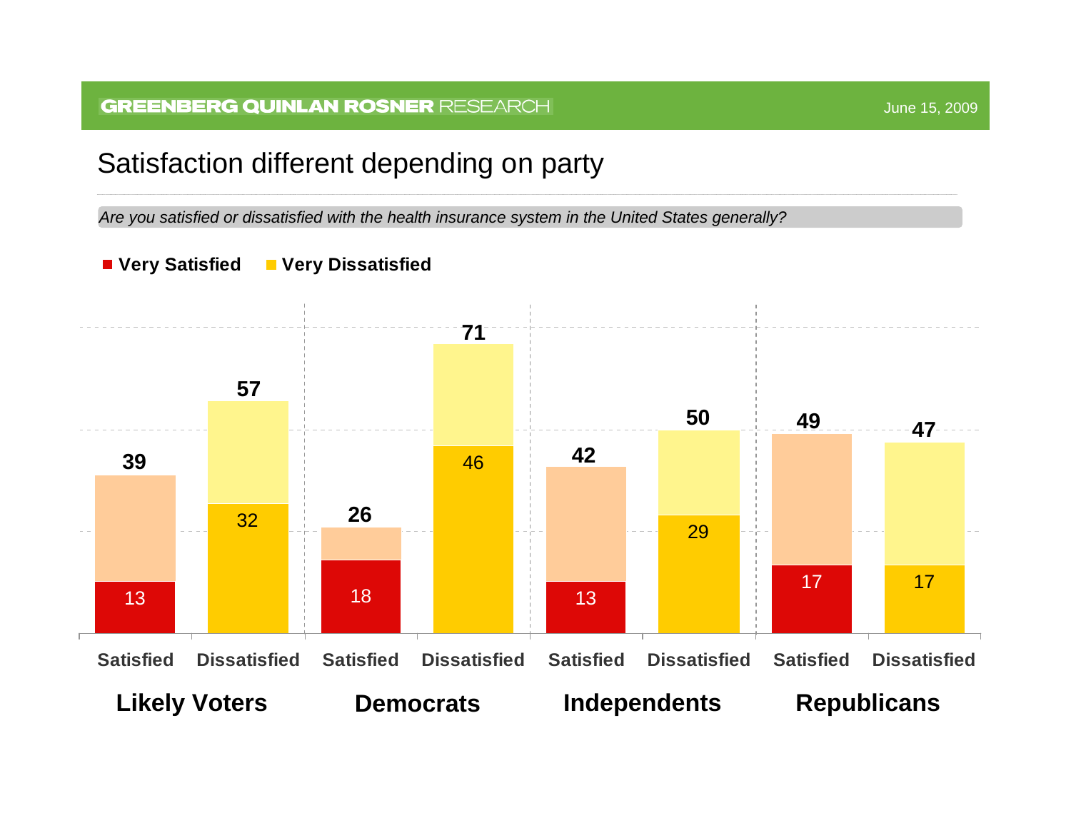# Satisfaction different depending on party

*Are you satisfied or dissatisfied with the health insurance system in the United States generally?*

| | Likely Voters | | Democrats | | Independents | | Republicans | |
|---|---|---|---|---|---|---|---|---|
| | Satisfied | Dissatisfied | Satisfied | Dissatisfied | Satisfied | Dissatisfied | Satisfied | Dissatisfied |
| Total | 39 | 57 | 26 | 71 | 42 | 50 | 49 | 47 |
| Very Satisfied / Very Dissatisfied | 13 | 32 | 18 | 46 | 13 | 29 | 17 | 17 |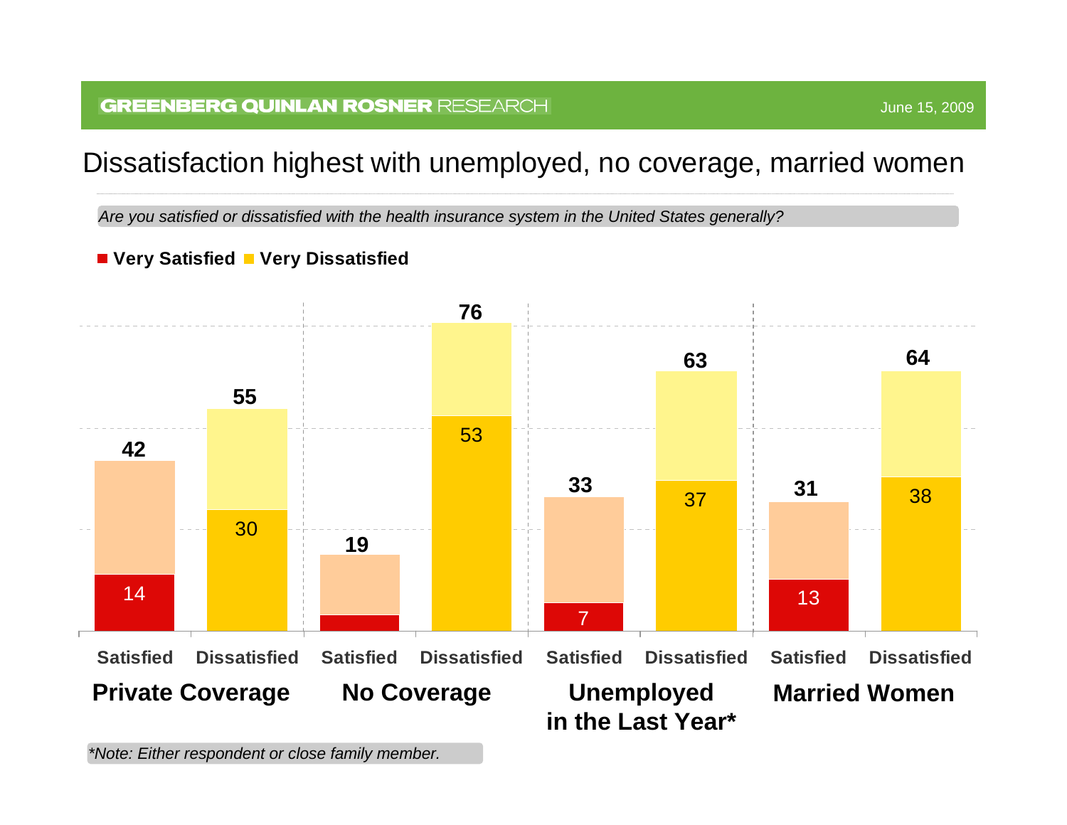# Dissatisfaction highest with unemployed, no coverage, married women

*Are you satisfied or dissatisfied with the health insurance system in the United States generally?*

**Very Satisfied** | **Very Dissatisfied**

| Group | | Total | Very |
|---|---|---|---|
| Private Coverage | Satisfied | 42 | 14 |
| | Dissatisfied | 55 | 30 |
| No Coverage | Satisfied | 19 | |
| | Dissatisfied | 76 | 53 |
| Unemployed in the Last Year* | Satisfied | 33 | 7 |
| | Dissatisfied | 63 | 37 |
| Married Women | Satisfied | 31 | 13 |
| | Dissatisfied | 64 | 38 |

*\*Note: Either respondent or close family member.*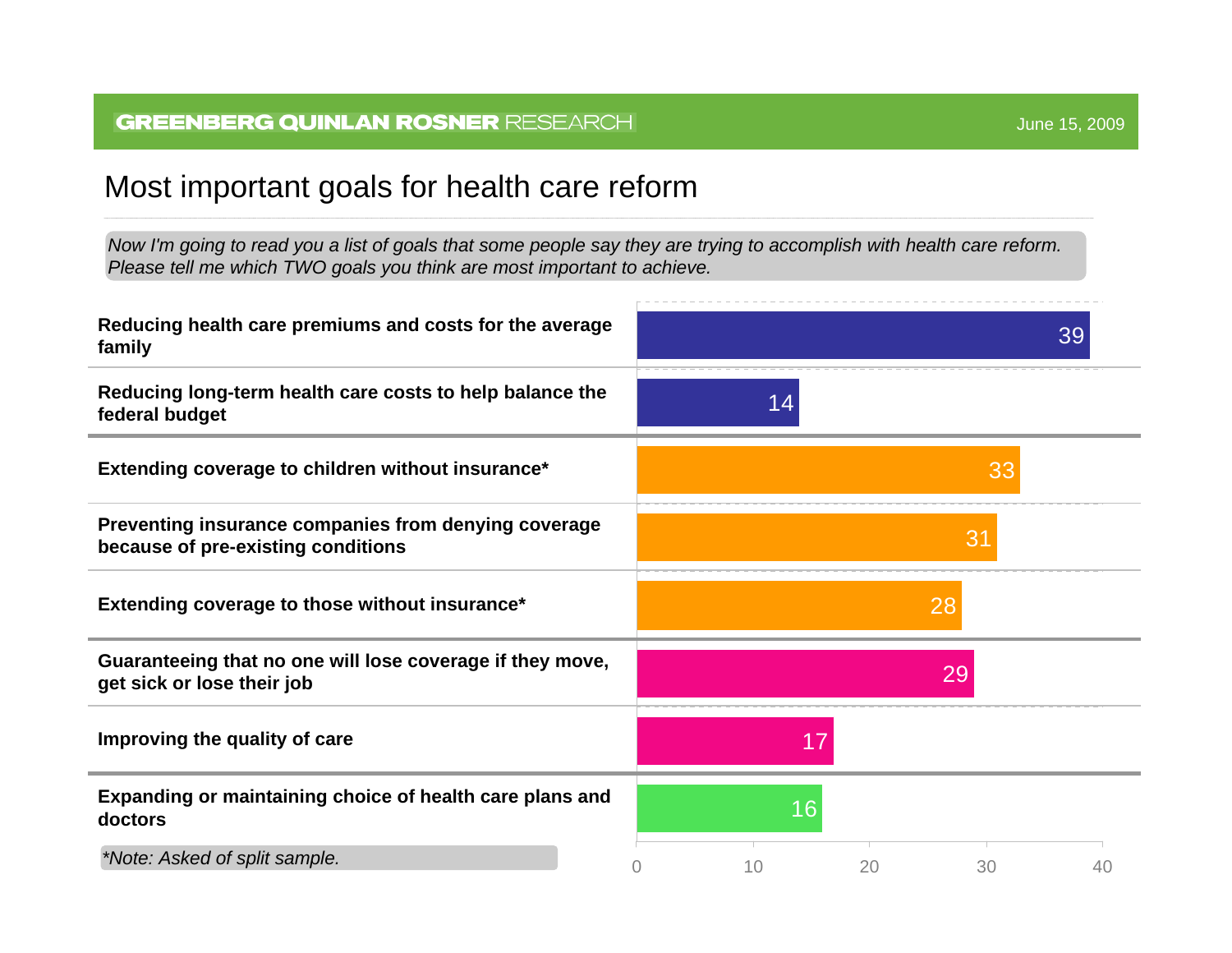# Most important goals for health care reform

*Now I'm going to read you a list of goals that some people say they are trying to accomplish with health care reform. Please tell me which TWO goals you think are most important to achieve.*

| Goal | % |
|---|---|
| **Reducing health care premiums and costs for the average family** | 39 |
| **Reducing long-term health care costs to help balance the federal budget** | 14 |
| **Extending coverage to children without insurance*** | 33 |
| **Preventing insurance companies from denying coverage because of pre-existing conditions** | 31 |
| **Extending coverage to those without insurance*** | 28 |
| **Guaranteeing that no one will lose coverage if they move, get sick or lose their job** | 29 |
| **Improving the quality of care** | 17 |
| **Expanding or maintaining choice of health care plans and doctors** | 16 |

*\*Note: Asked of split sample.*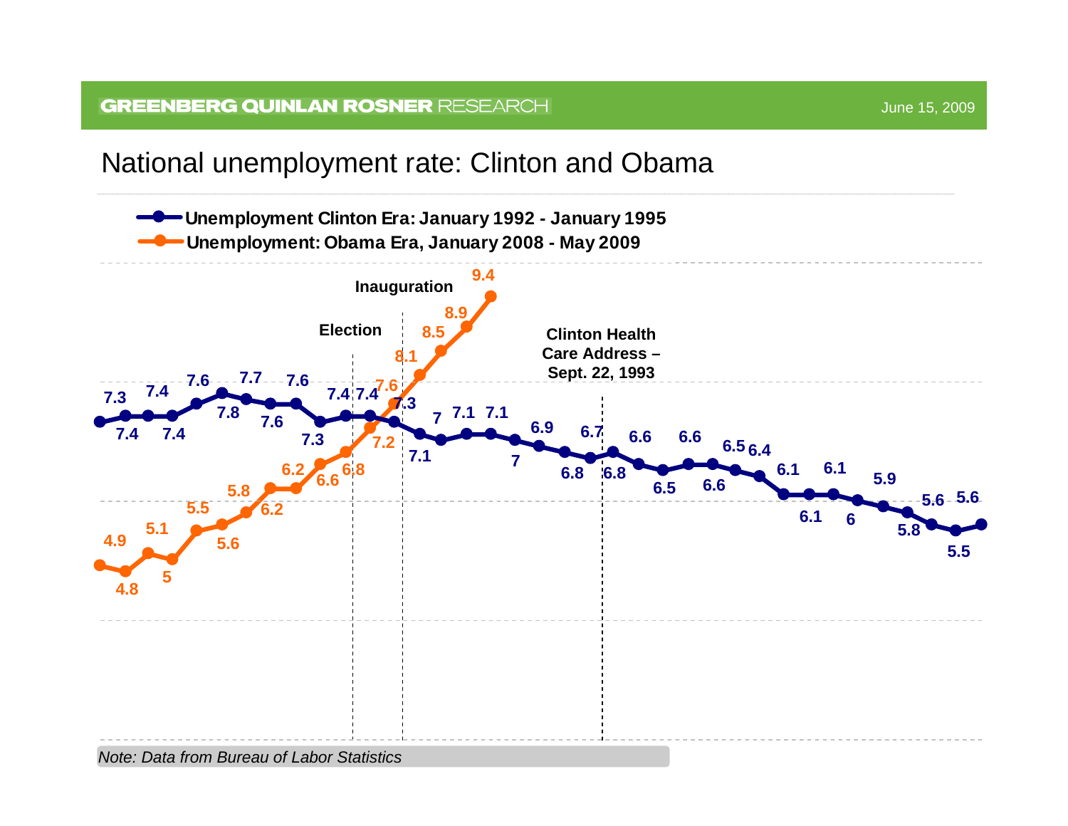# National unemployment rate: Clinton and Obama

- Unemployment Clinton Era: January 1992 - January 1995
- Unemployment: Obama Era, January 2008 - May 2009

| Series | Values |
|---|---|
| Clinton Era (Jan 1992 – Jan 1995) | 7.3, 7.4, 7.4, 7.4, 7.6, 7.8, 7.7, 7.6, 7.6, 7.3, 7.4, 7.4, 7.3, 7.1, 7, 7.1, 7.1, 7, 6.9, 6.8, 6.7, 6.8, 6.6, 6.5, 6.6, 6.6, 6.5, 6.4, 6.1, 6.1, 6.1, 6, 5.9, 5.8, 5.6, 5.5, 5.6 |
| Obama Era (Jan 2008 – May 2009) | 4.9, 4.8, 5.1, 5, 5.5, 5.6, 5.8, 6.2, 6.2, 6.6, 6.8, 7.2, 7.6, 8.1, 8.5, 8.9, 9.4 |

Chart annotations: Election; Inauguration; Clinton Health Care Address – Sept. 22, 1993

*Note: Data from Bureau of Labor Statistics*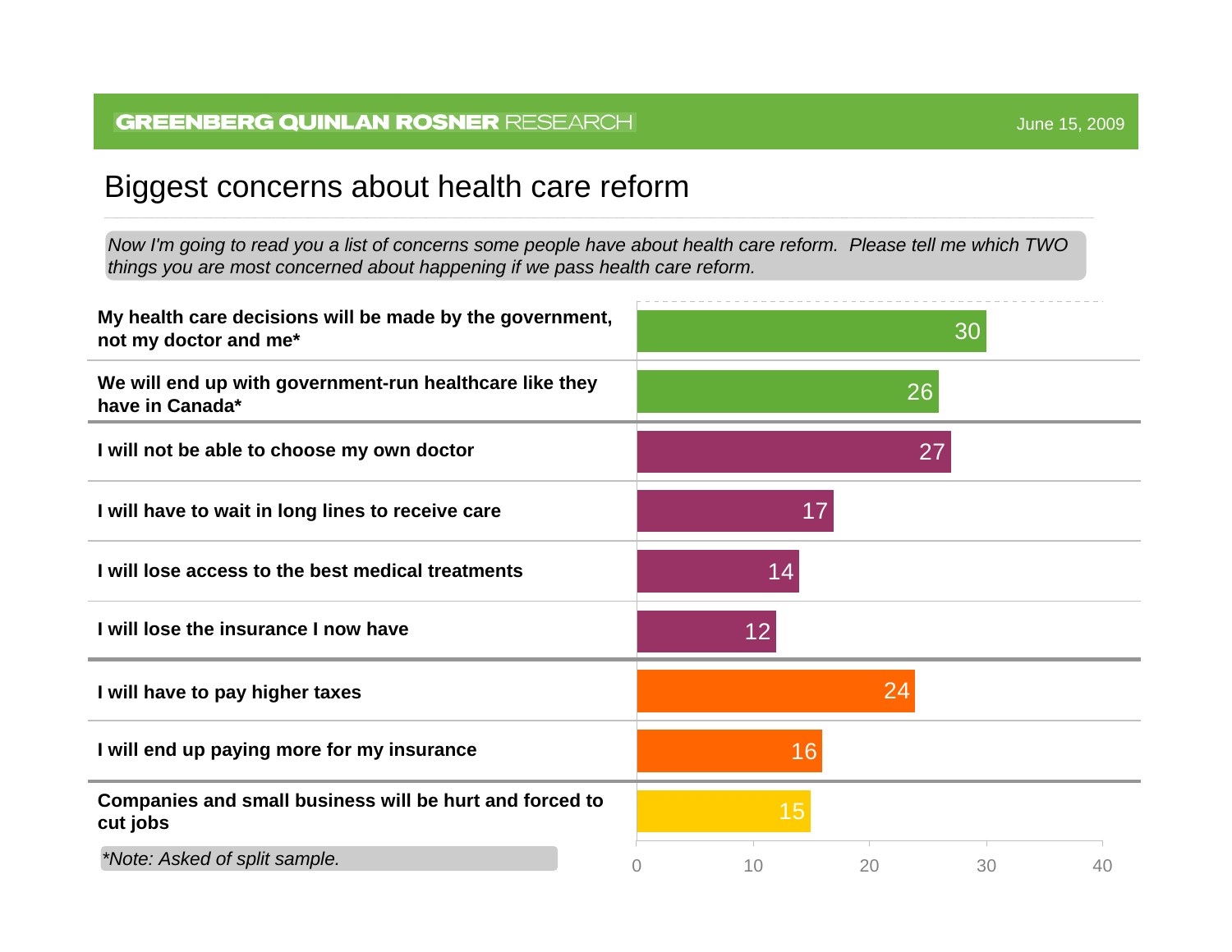GREENBERG QUINLAN ROSNER RESEARCH

June 15, 2009

# Biggest concerns about health care reform

*Now I'm going to read you a list of concerns some people have about health care reform.  Please tell me which TWO things you are most concerned about happening if we pass health care reform.*

| Concern | % |
|---|---|
| **My health care decisions will be made by the government, not my doctor and me*** | 30 |
| **We will end up with government-run healthcare like they have in Canada*** | 26 |
| **I will not be able to choose my own doctor** | 27 |
| **I will have to wait in long lines to receive care** | 17 |
| **I will lose access to the best medical treatments** | 14 |
| **I will lose the insurance I now have** | 12 |
| **I will have to pay higher taxes** | 24 |
| **I will end up paying more for my insurance** | 16 |
| **Companies and small business will be hurt and forced to cut jobs** | 15 |

*\*Note: Asked of split sample.*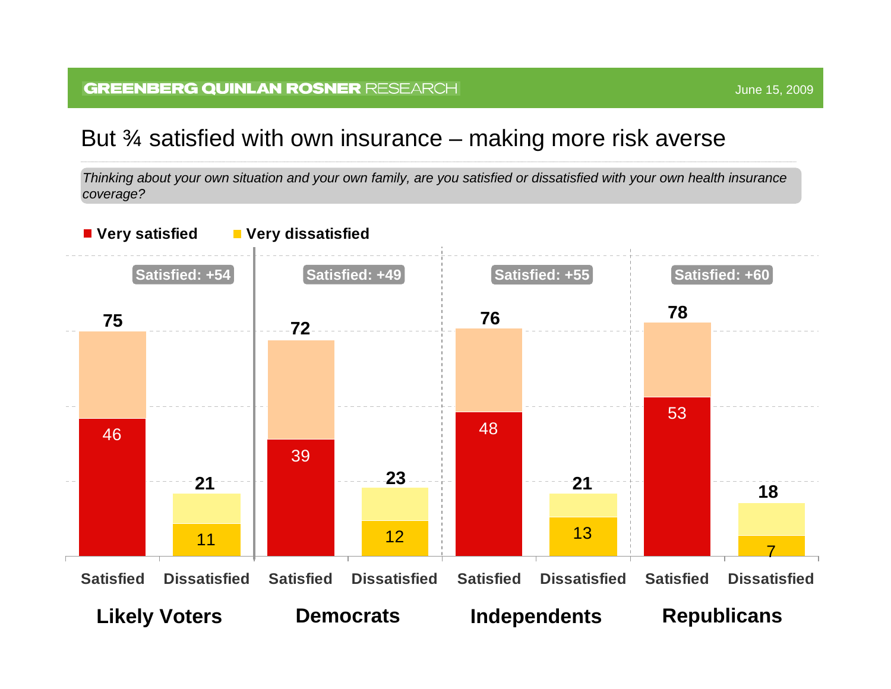# But ¾ satisfied with own insurance – making more risk averse

*Thinking about your own situation and your own family, are you satisfied or dissatisfied with your own health insurance coverage?*

■ Very satisfied ■ Very dissatisfied

| | Likely Voters | Democrats | Independents | Republicans |
|---|---|---|---|---|
| Satisfied | 75 | 72 | 76 | 78 |
| Very satisfied | 46 | 39 | 48 | 53 |
| Dissatisfied | 21 | 23 | 21 | 18 |
| Very dissatisfied | 11 | 12 | 13 | 7 |
| Net | Satisfied: +54 | Satisfied: +49 | Satisfied: +55 | Satisfied: +60 |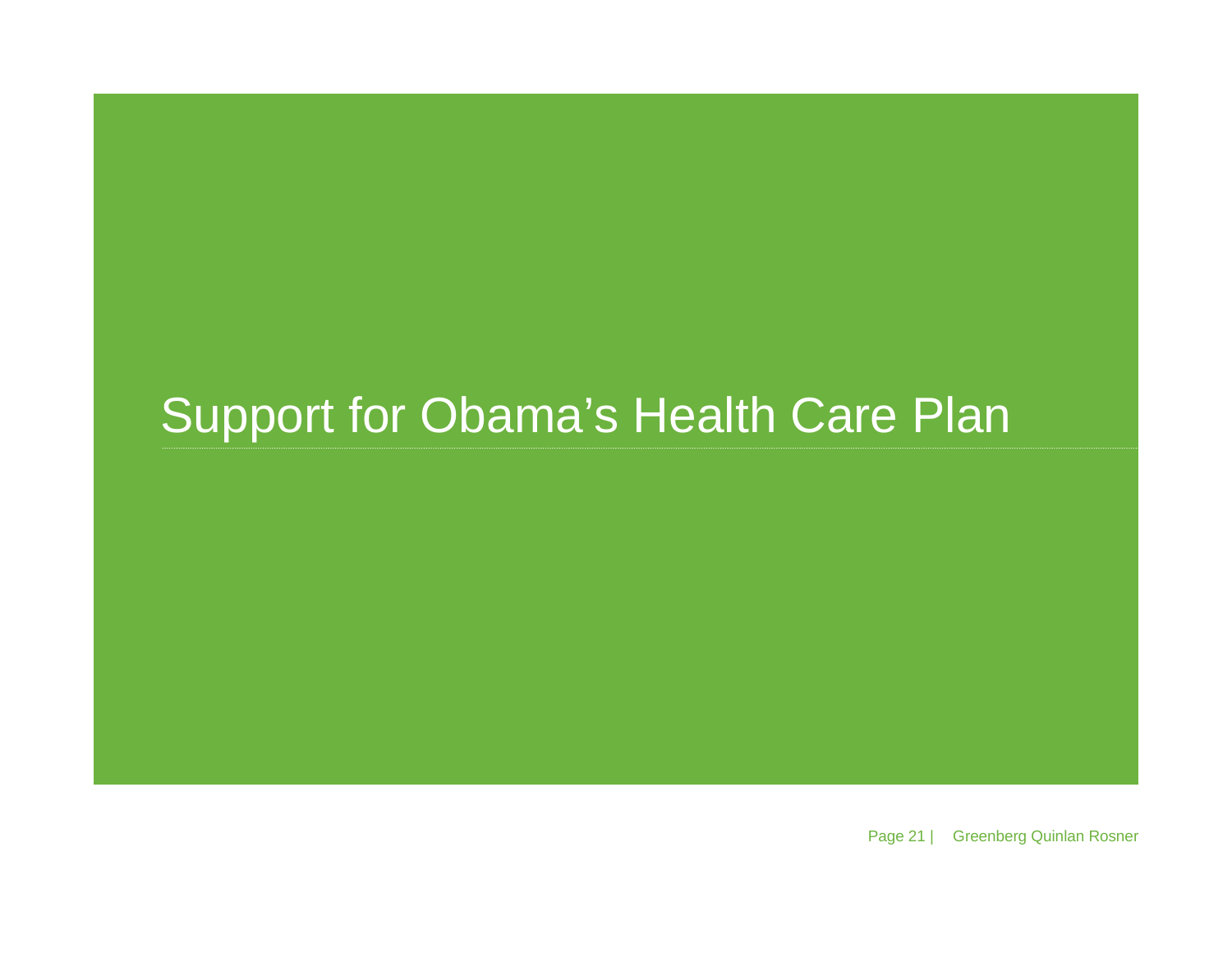# Support for Obama's Health Care Plan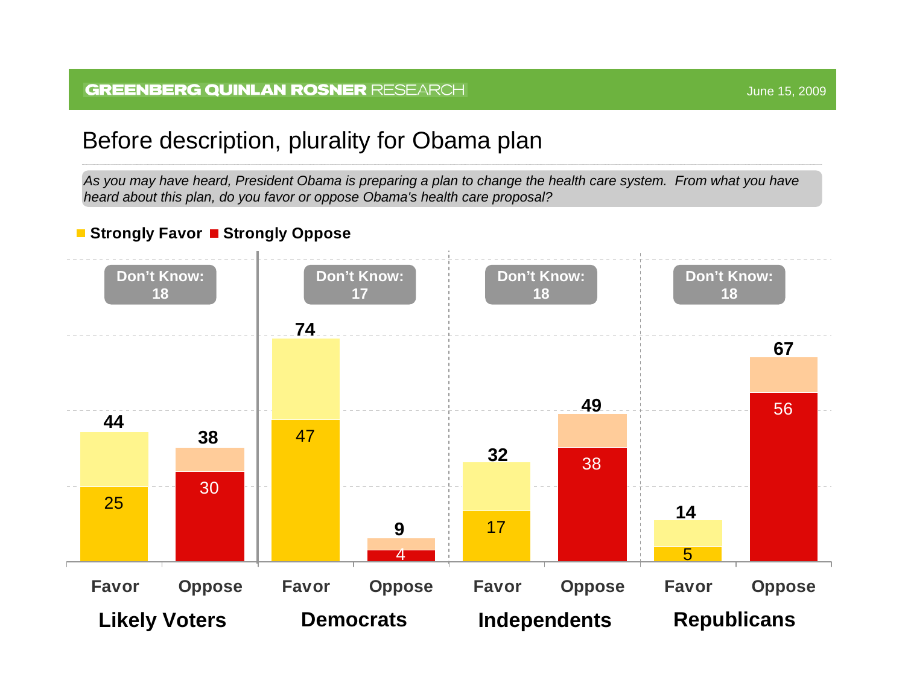# Before description, plurality for Obama plan

*As you may have heard, President Obama is preparing a plan to change the health care system. From what you have heard about this plan, do you favor or oppose Obama's health care proposal?*

■ **Strongly Favor** ■ **Strongly Oppose**

| | Likely Voters | | Democrats | | Independents | | Republicans | |
|---|---|---|---|---|---|---|---|---|
| | Favor | Oppose | Favor | Oppose | Favor | Oppose | Favor | Oppose |
| Total | 44 | 38 | 74 | 9 | 32 | 49 | 14 | 67 |
| Strongly | 25 | 30 | 47 | 4 | 17 | 38 | 5 | 56 |
| Don't Know | 18 | | 17 | | 18 | | 18 | |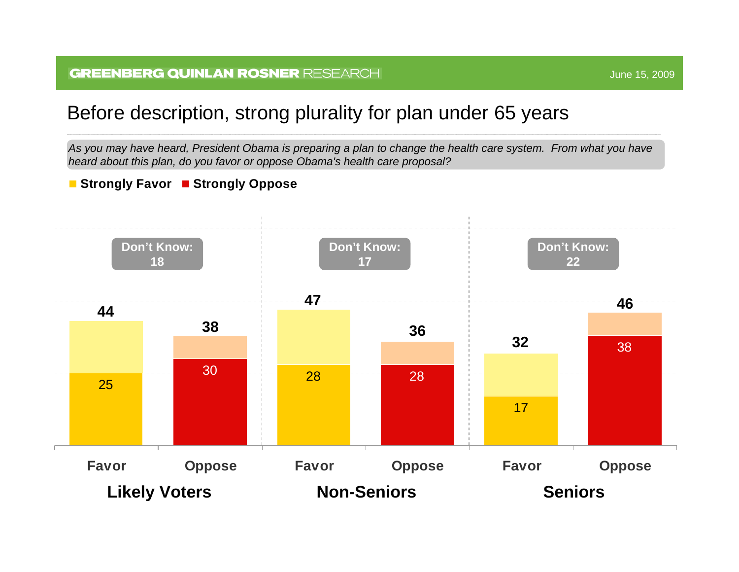# Before description, strong plurality for plan under 65 years

*As you may have heard, President Obama is preparing a plan to change the health care system. From what you have heard about this plan, do you favor or oppose Obama's health care proposal?*

**Strongly Favor** **Strongly Oppose**

| | Likely Voters | | Non-Seniors | | Seniors | |
|---|---|---|---|---|---|---|
| | Favor | Oppose | Favor | Oppose | Favor | Oppose |
| Total | 44 | 38 | 47 | 36 | 32 | 46 |
| Strongly | 25 | 30 | 28 | 28 | 17 | 38 |
| Don't Know | 18 | | 17 | | 22 | |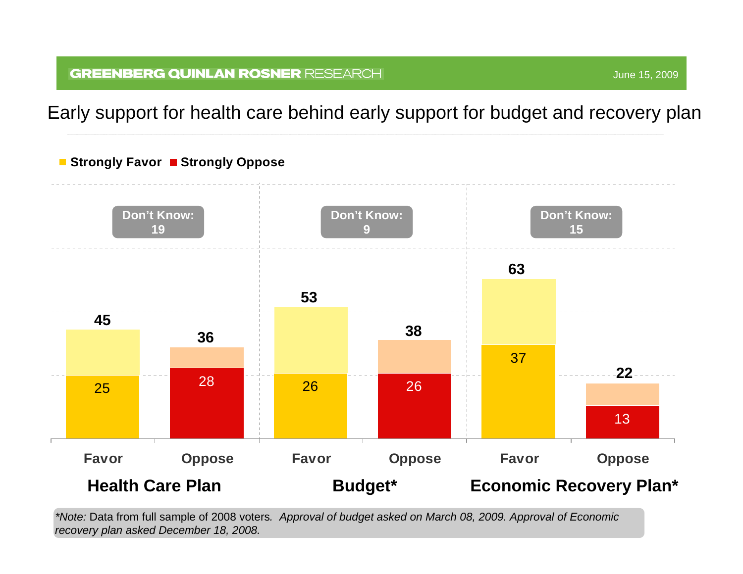# Early support for health care behind early support for budget and recovery plan

■ Strongly Favor ■ Strongly Oppose

| | Health Care Plan | | Budget* | | Economic Recovery Plan* | |
|---|---|---|---|---|---|---|
| | Favor | Oppose | Favor | Oppose | Favor | Oppose |
| Total | 45 | 36 | 53 | 38 | 63 | 22 |
| Strongly | 25 | 28 | 26 | 26 | 37 | 13 |
| Don't Know | 19 | | 9 | | 15 | |

*\*Note:* Data from full sample of 2008 voters. *Approval of budget asked on March 08, 2009. Approval of Economic recovery plan asked December 18, 2008.*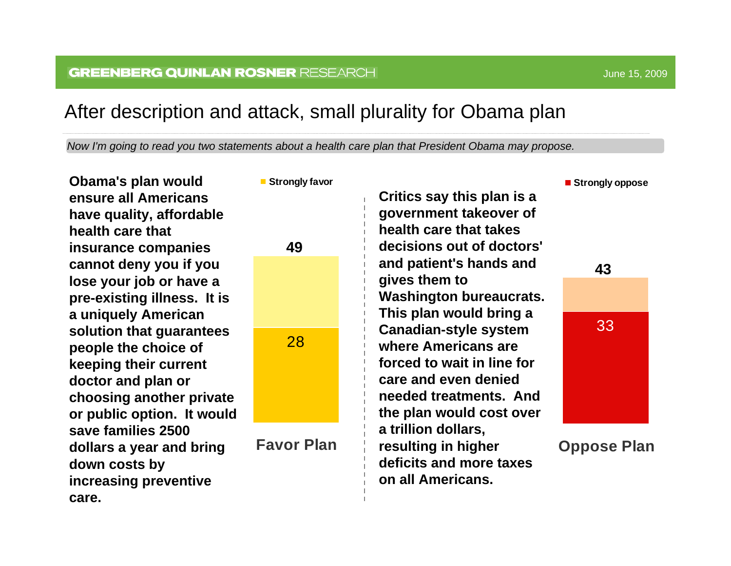# After description and attack, small plurality for Obama plan

*Now I'm going to read you two statements about a health care plan that President Obama may propose.*

**Obama's plan would ensure all Americans have quality, affordable health care that insurance companies cannot deny you if you lose your job or have a pre-existing illness. It is a uniquely American solution that guarantees people the choice of keeping their current doctor and plan or choosing another private or public option. It would save families 2500 dollars a year and bring down costs by increasing preventive care.**

| | Total | Strongly favor |
|---|---|---|
| Favor Plan | 49 | 28 |

**Critics say this plan is a government takeover of health care that takes decisions out of doctors' and patient's hands and gives them to Washington bureaucrats. This plan would bring a Canadian-style system where Americans are forced to wait in line for care and even denied needed treatments. And the plan would cost over a trillion dollars, resulting in higher deficits and more taxes on all Americans.**

| | Total | Strongly oppose |
|---|---|---|
| Oppose Plan | 43 | 33 |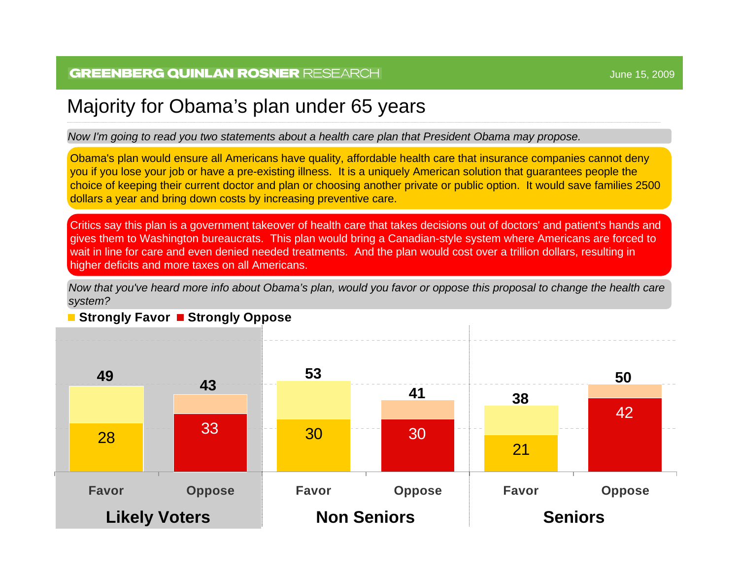# Majority for Obama's plan under 65 years

*Now I'm going to read you two statements about a health care plan that President Obama may propose.*

Obama's plan would ensure all Americans have quality, affordable health care that insurance companies cannot deny you if you lose your job or have a pre-existing illness. It is a uniquely American solution that guarantees people the choice of keeping their current doctor and plan or choosing another private or public option. It would save families 2500 dollars a year and bring down costs by increasing preventive care.

Critics say this plan is a government takeover of health care that takes decisions out of doctors' and patient's hands and gives them to Washington bureaucrats. This plan would bring a Canadian-style system where Americans are forced to wait in line for care and even denied needed treatments. And the plan would cost over a trillion dollars, resulting in higher deficits and more taxes on all Americans.

*Now that you've heard more info about Obama's plan, would you favor or oppose this proposal to change the health care system?*

| | Likely Voters | | Non Seniors | | Seniors | |
|---|---|---|---|---|---|---|
| | Favor | Oppose | Favor | Oppose | Favor | Oppose |
| Total | 49 | 43 | 53 | 41 | 38 | 50 |
| Strongly Favor / Strongly Oppose | 28 | 33 | 30 | 30 | 21 | 42 |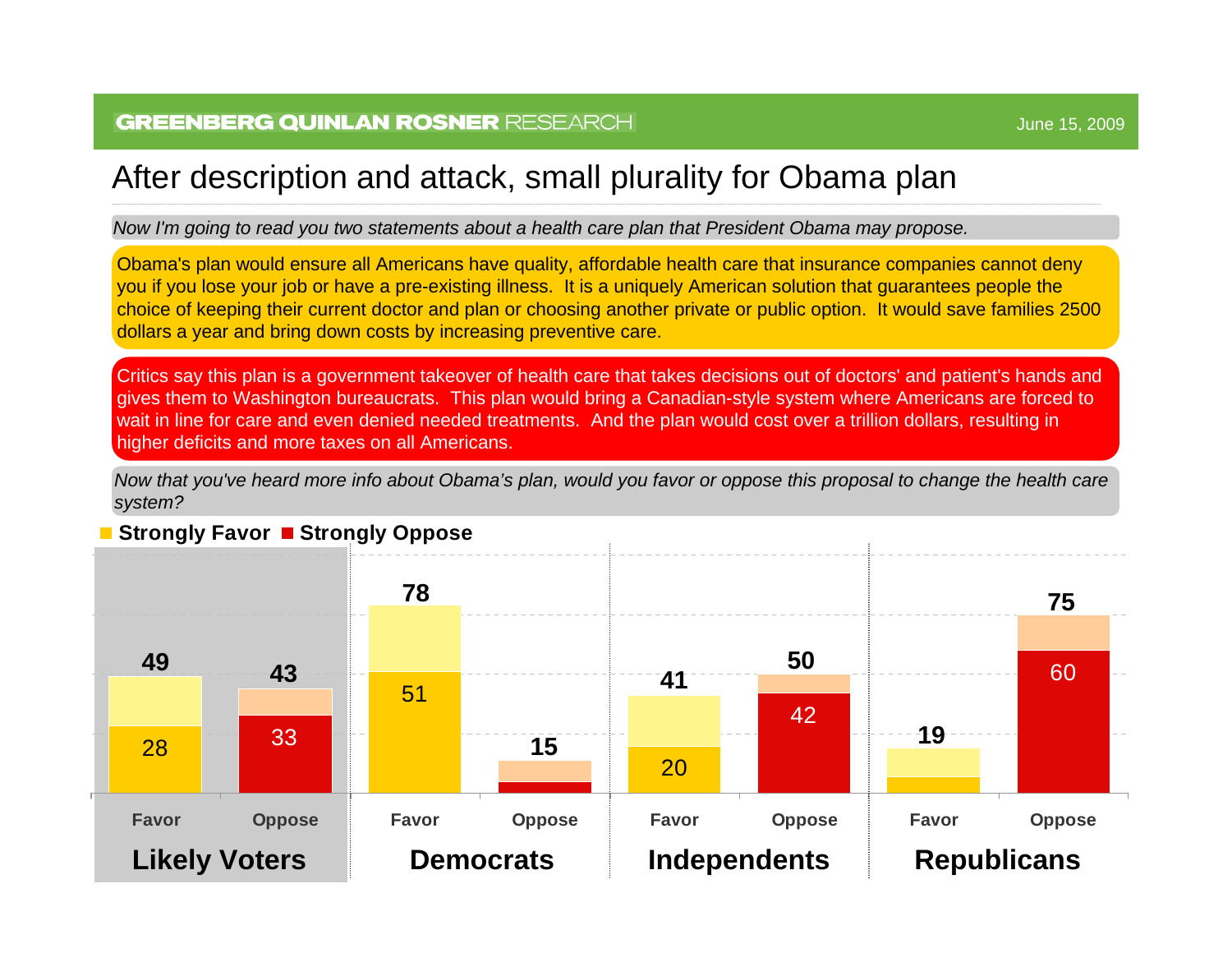# After description and attack, small plurality for Obama plan

*Now I'm going to read you two statements about a health care plan that President Obama may propose.*

Obama's plan would ensure all Americans have quality, affordable health care that insurance companies cannot deny you if you lose your job or have a pre-existing illness. It is a uniquely American solution that guarantees people the choice of keeping their current doctor and plan or choosing another private or public option. It would save families 2500 dollars a year and bring down costs by increasing preventive care.

Critics say this plan is a government takeover of health care that takes decisions out of doctors' and patient's hands and gives them to Washington bureaucrats. This plan would bring a Canadian-style system where Americans are forced to wait in line for care and even denied needed treatments. And the plan would cost over a trillion dollars, resulting in higher deficits and more taxes on all Americans.

*Now that you've heard more info about Obama's plan, would you favor or oppose this proposal to change the health care system?*

| | Likely Voters | | Democrats | | Independents | | Republicans | |
|---|---|---|---|---|---|---|---|---|
| | Favor | Oppose | Favor | Oppose | Favor | Oppose | Favor | Oppose |
| Total | 49 | 43 | 78 | 15 | 41 | 50 | 19 | 75 |
| Strongly | 28 | 33 | 51 | | 20 | 42 | | 60 |

Legend: Strongly Favor / Strongly Oppose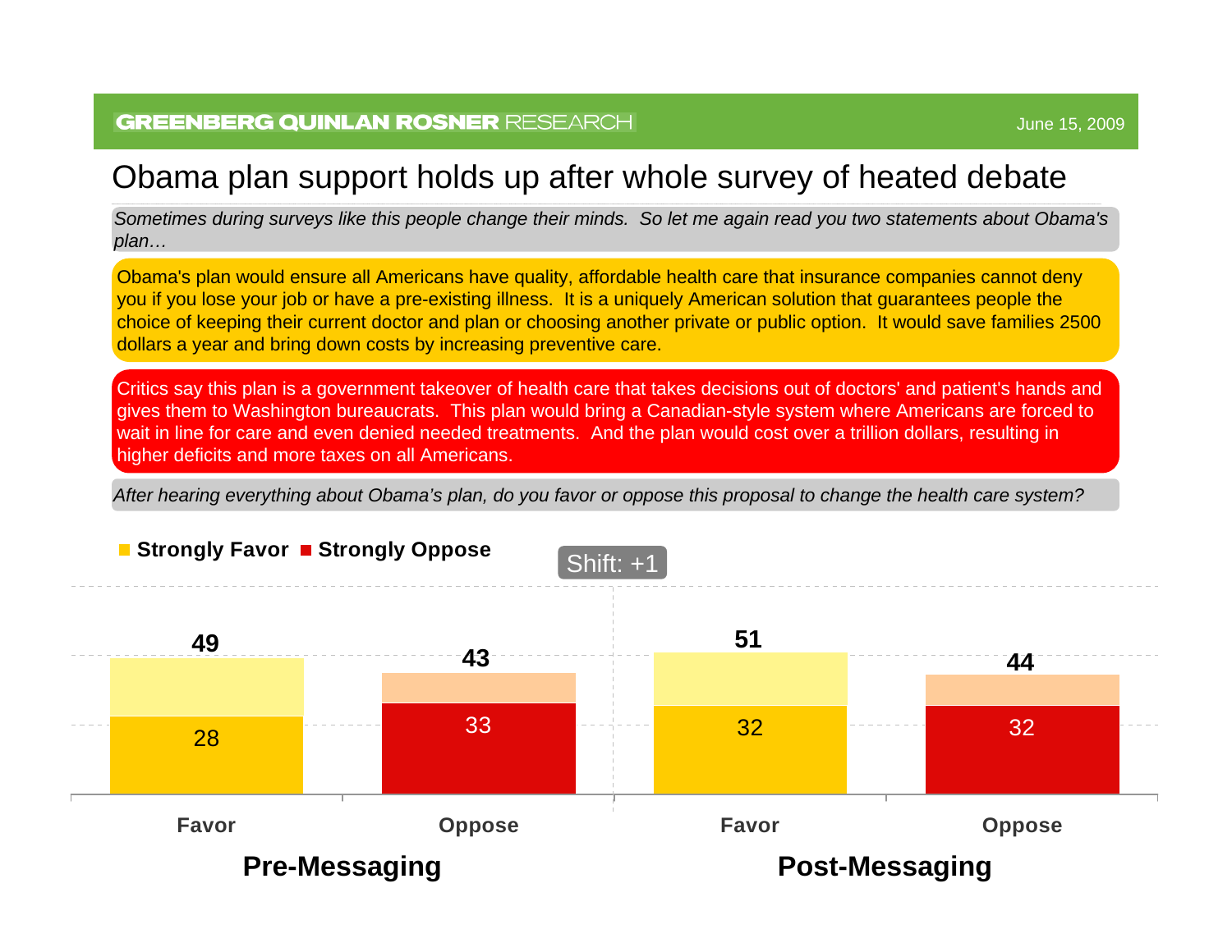GREENBERG QUINLAN ROSNER RESEARCH

June 15, 2009

# Obama plan support holds up after whole survey of heated debate

*Sometimes during surveys like this people change their minds. So let me again read you two statements about Obama's plan…*

Obama's plan would ensure all Americans have quality, affordable health care that insurance companies cannot deny you if you lose your job or have a pre-existing illness. It is a uniquely American solution that guarantees people the choice of keeping their current doctor and plan or choosing another private or public option. It would save families 2500 dollars a year and bring down costs by increasing preventive care.

Critics say this plan is a government takeover of health care that takes decisions out of doctors' and patient's hands and gives them to Washington bureaucrats. This plan would bring a Canadian-style system where Americans are forced to wait in line for care and even denied needed treatments. And the plan would cost over a trillion dollars, resulting in higher deficits and more taxes on all Americans.

*After hearing everything about Obama's plan, do you favor or oppose this proposal to change the health care system?*

**Strongly Favor** **Strongly Oppose**

Shift: +1

| | Pre-Messaging | | Post-Messaging | |
|---|---|---|---|---|
| | **Favor** | **Oppose** | **Favor** | **Oppose** |
| Total | 49 | 43 | 51 | 44 |
| Strongly | 28 | 33 | 32 | 32 |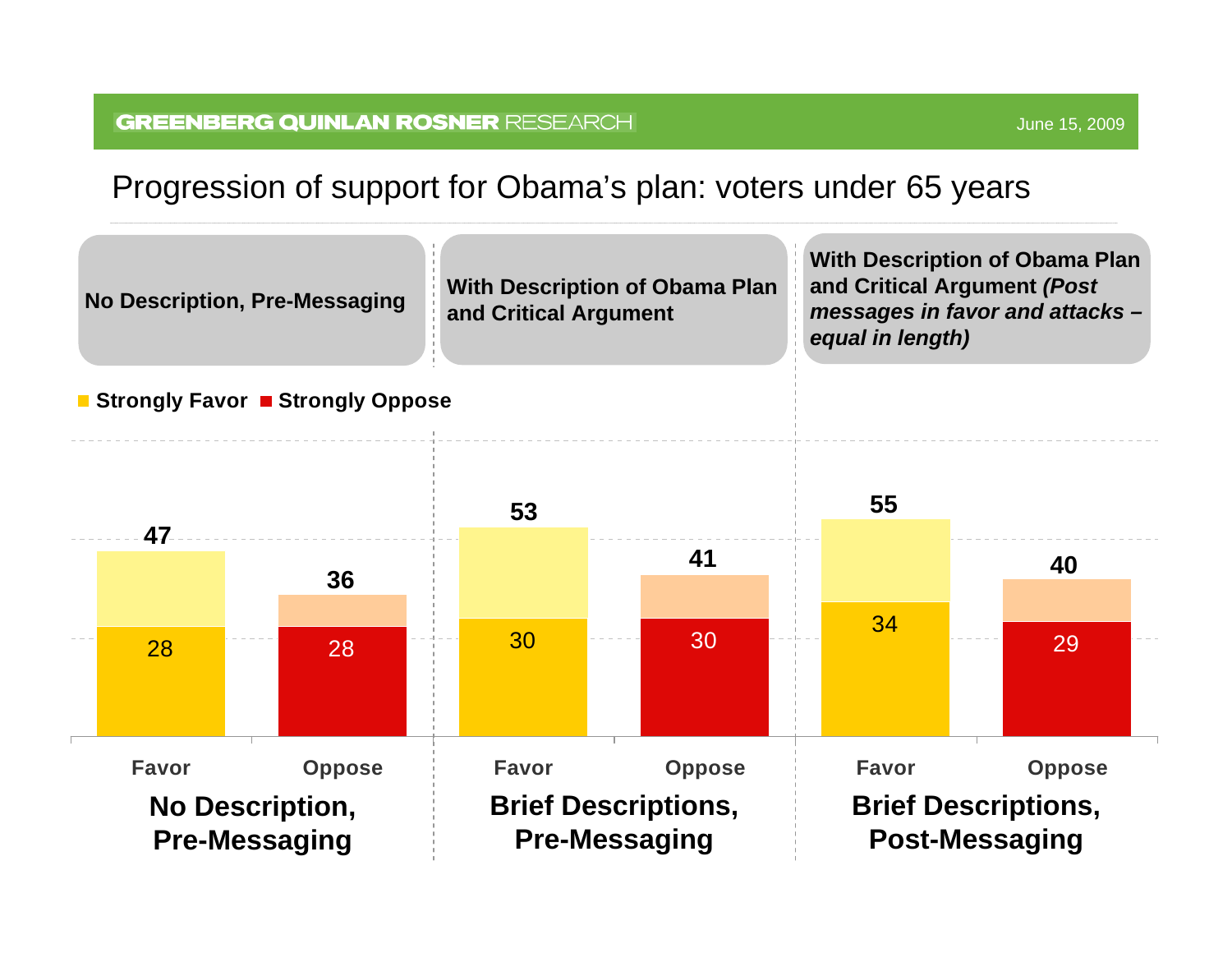# Progression of support for Obama's plan: voters under 65 years

| No Description, Pre-Messaging | With Description of Obama Plan and Critical Argument | With Description of Obama Plan and Critical Argument *(Post messages in favor and attacks – equal in length)* |
|---|---|---|

■ Strongly Favor ■ Strongly Oppose

| | Favor (Total) | Favor (Strongly) | Oppose (Total) | Oppose (Strongly) |
|---|---|---|---|---|
| **No Description, Pre-Messaging** | 47 | 28 | 36 | 28 |
| **Brief Descriptions, Pre-Messaging** | 53 | 30 | 41 | 30 |
| **Brief Descriptions, Post-Messaging** | 55 | 34 | 40 | 29 |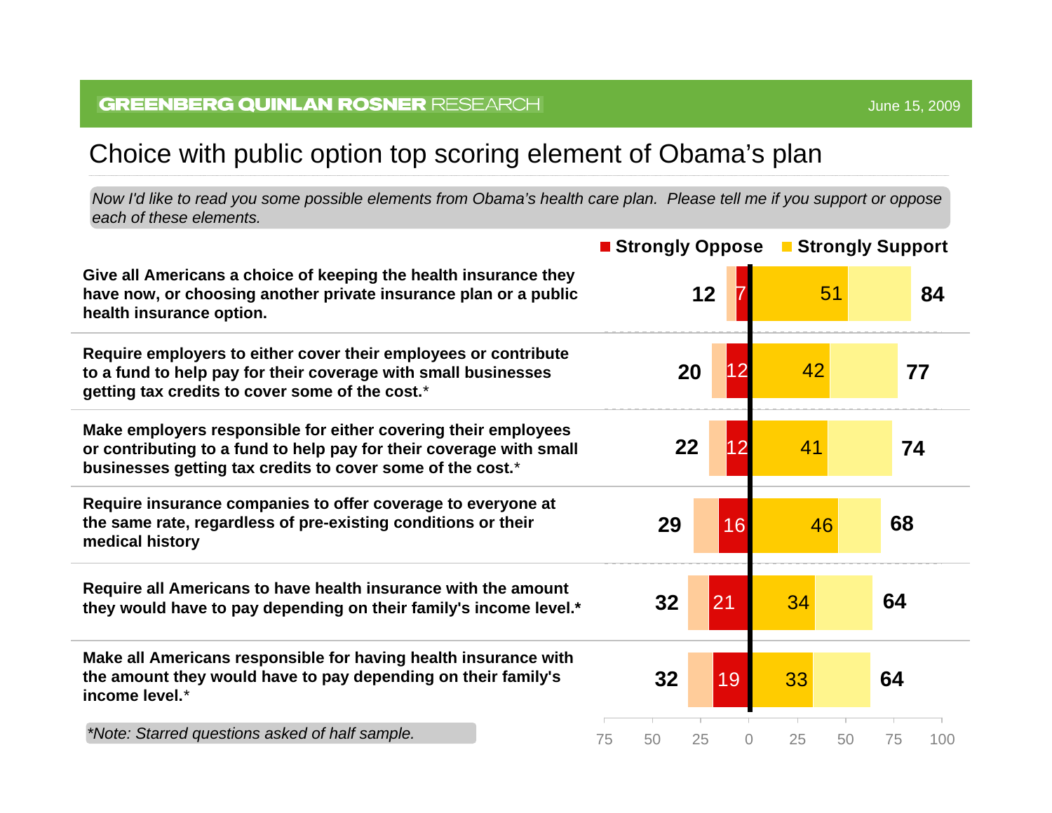June 15, 2009

# Choice with public option top scoring element of Obama's plan

*Now I'd like to read you some possible elements from Obama's health care plan. Please tell me if you support or oppose each of these elements.*

| Element | Total Oppose | Strongly Oppose | Strongly Support | Total Support |
|---|---|---|---|---|
| Give all Americans a choice of keeping the health insurance they have now, or choosing another private insurance plan or a public health insurance option. | 12 | 7 | 51 | 84 |
| Require employers to either cover their employees or contribute to a fund to help pay for their coverage with small businesses getting tax credits to cover some of the cost.* | 20 | 12 | 42 | 77 |
| Make employers responsible for either covering their employees or contributing to a fund to help pay for their coverage with small businesses getting tax credits to cover some of the cost.* | 22 | 12 | 41 | 74 |
| Require insurance companies to offer coverage to everyone at the same rate, regardless of pre-existing conditions or their medical history | 29 | 16 | 46 | 68 |
| Require all Americans to have health insurance with the amount they would have to pay depending on their family's income level.* | 32 | 21 | 34 | 64 |
| Make all Americans responsible for having health insurance with the amount they would have to pay depending on their family's income level.* | 32 | 19 | 33 | 64 |

*\*Note: Starred questions asked of half sample.*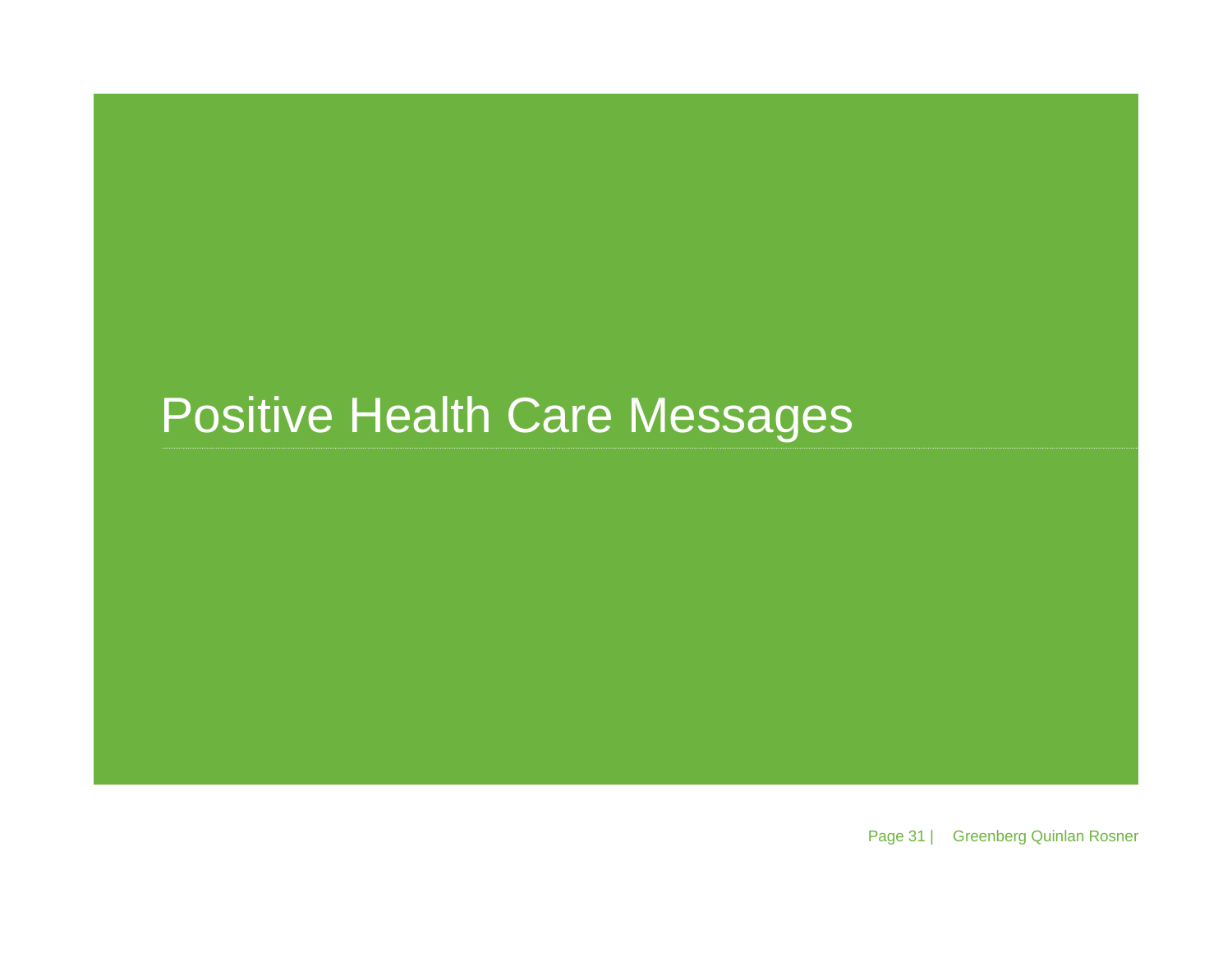# Positive Health Care Messages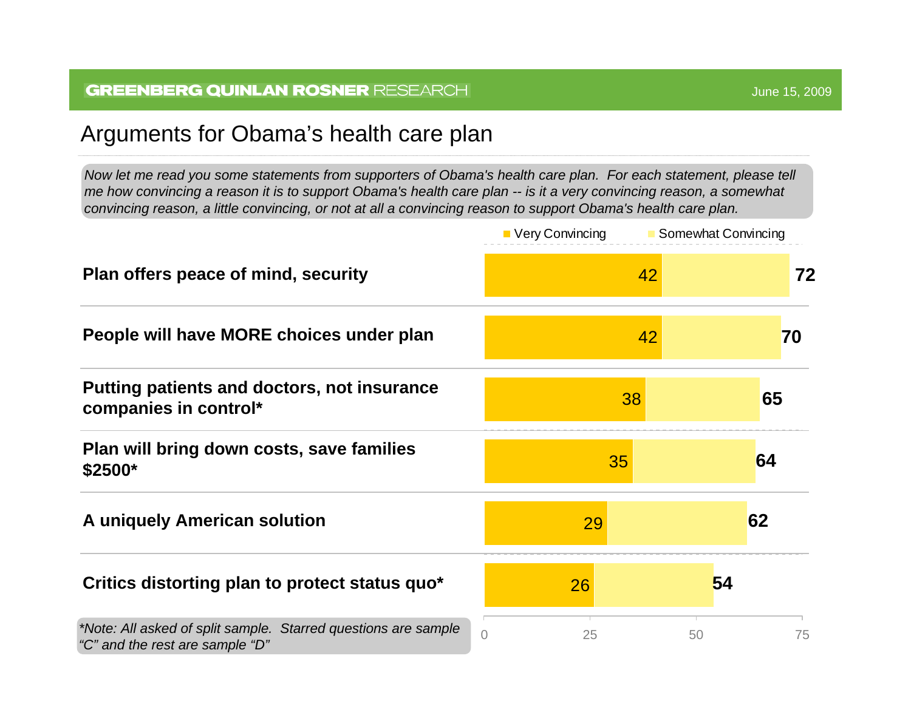# Arguments for Obama's health care plan

*Now let me read you some statements from supporters of Obama's health care plan. For each statement, please tell me how convincing a reason it is to support Obama's health care plan -- is it a very convincing reason, a somewhat convincing reason, a little convincing, or not at all a convincing reason to support Obama's health care plan.*

| Statement | Very Convincing | Total (Very + Somewhat Convincing) |
|---|---|---|
| Plan offers peace of mind, security | 42 | 72 |
| People will have MORE choices under plan | 42 | 70 |
| Putting patients and doctors, not insurance companies in control* | 38 | 65 |
| Plan will bring down costs, save families $2500* | 35 | 64 |
| A uniquely American solution | 29 | 62 |
| Critics distorting plan to protect status quo* | 26 | 54 |

*\*Note: All asked of split sample. Starred questions are sample "C" and the rest are sample "D"*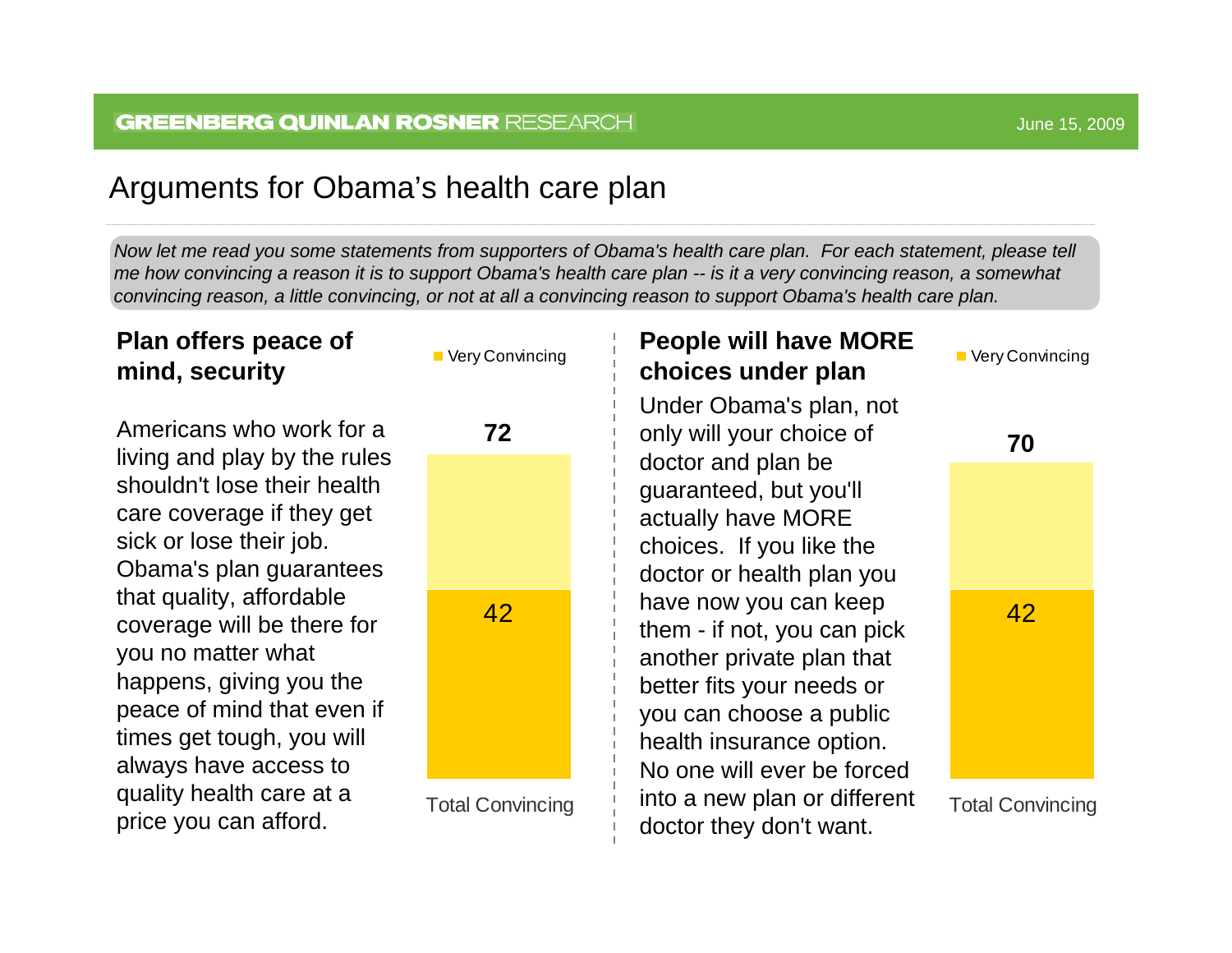# Arguments for Obama's health care plan

*Now let me read you some statements from supporters of Obama's health care plan. For each statement, please tell me how convincing a reason it is to support Obama's health care plan -- is it a very convincing reason, a somewhat convincing reason, a little convincing, or not at all a convincing reason to support Obama's health care plan.*

## Plan offers peace of mind, security

Americans who work for a living and play by the rules shouldn't lose their health care coverage if they get sick or lose their job. Obama's plan guarantees that quality, affordable coverage will be there for you no matter what happens, giving you the peace of mind that even if times get tough, you will always have access to quality health care at a price you can afford.

| | Very Convincing | Total Convincing |
|---|---|---|
| Plan offers peace of mind, security | 42 | 72 |

## People will have MORE choices under plan

Under Obama's plan, not only will your choice of doctor and plan be guaranteed, but you'll actually have MORE choices. If you like the doctor or health plan you have now you can keep them - if not, you can pick another private plan that better fits your needs or you can choose a public health insurance option. No one will ever be forced into a new plan or different doctor they don't want.

| | Very Convincing | Total Convincing |
|---|---|---|
| People will have MORE choices under plan | 42 | 70 |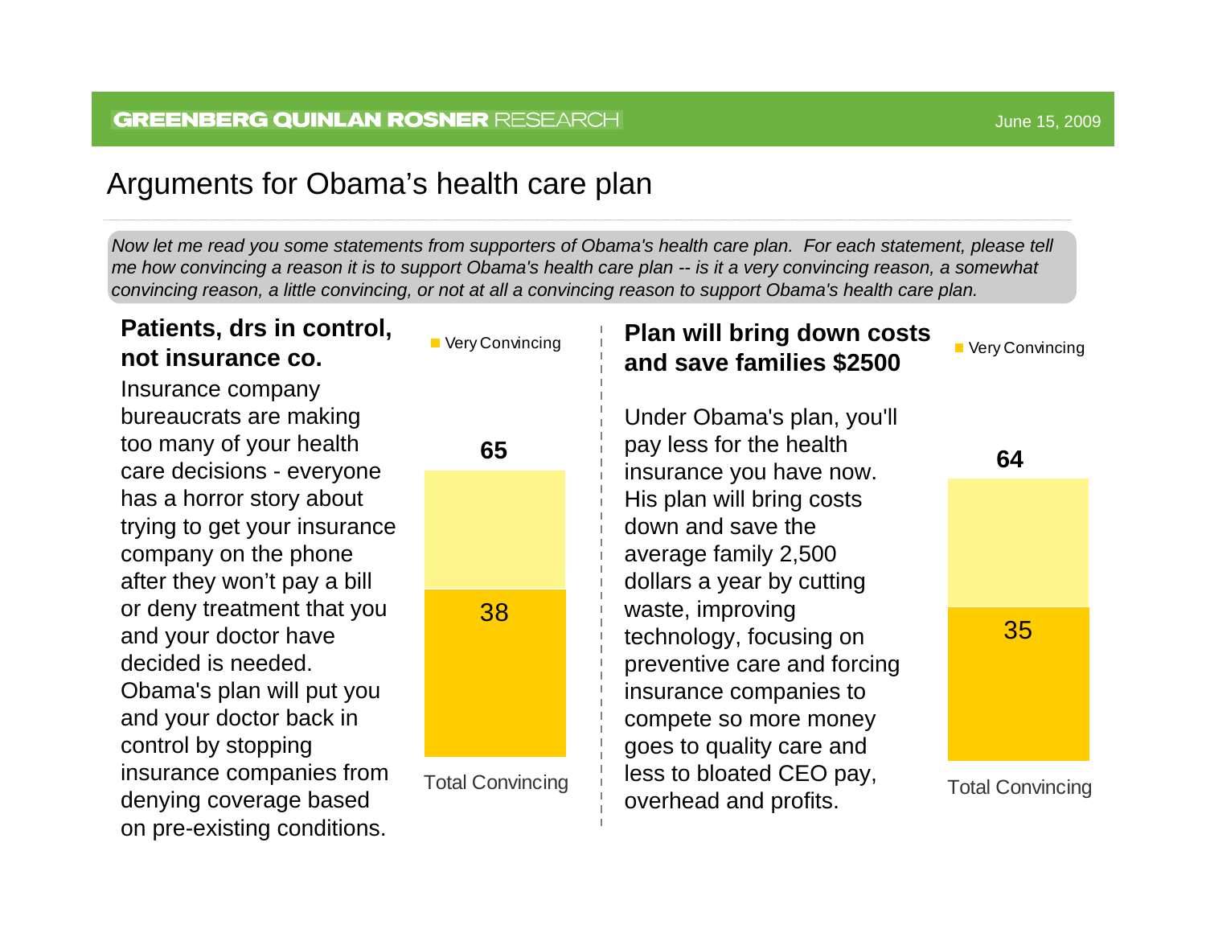# Arguments for Obama's health care plan

*Now let me read you some statements from supporters of Obama's health care plan. For each statement, please tell me how convincing a reason it is to support Obama's health care plan -- is it a very convincing reason, a somewhat convincing reason, a little convincing, or not at all a convincing reason to support Obama's health care plan.*

## Patients, drs in control, not insurance co.

Insurance company bureaucrats are making too many of your health care decisions - everyone has a horror story about trying to get your insurance company on the phone after they won't pay a bill or deny treatment that you and your doctor have decided is needed. Obama's plan will put you and your doctor back in control by stopping insurance companies from denying coverage based on pre-existing conditions.

| | Very Convincing | Total Convincing |
|---|---|---|
| Patients, drs in control, not insurance co. | 38 | 65 |

## Plan will bring down costs and save families $2500

Under Obama's plan, you'll pay less for the health insurance you have now. His plan will bring costs down and save the average family 2,500 dollars a year by cutting waste, improving technology, focusing on preventive care and forcing insurance companies to compete so more money goes to quality care and less to bloated CEO pay, overhead and profits.

| | Very Convincing | Total Convincing |
|---|---|---|
| Plan will bring down costs and save families $2500 | 35 | 64 |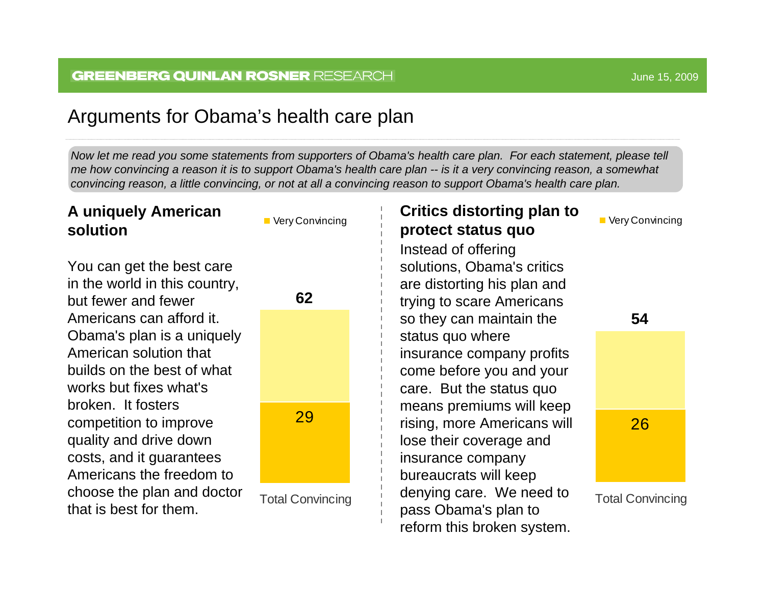# Arguments for Obama's health care plan

*Now let me read you some statements from supporters of Obama's health care plan. For each statement, please tell me how convincing a reason it is to support Obama's health care plan -- is it a very convincing reason, a somewhat convincing reason, a little convincing, or not at all a convincing reason to support Obama's health care plan.*

## A uniquely American solution

You can get the best care in the world in this country, but fewer and fewer Americans can afford it. Obama's plan is a uniquely American solution that builds on the best of what works but fixes what's broken. It fosters competition to improve quality and drive down costs, and it guarantees Americans the freedom to choose the plan and doctor that is best for them.

| | Very Convincing | Total Convincing |
|---|---|---|
| A uniquely American solution | 29 | 62 |

## Critics distorting plan to protect status quo

Instead of offering solutions, Obama's critics are distorting his plan and trying to scare Americans so they can maintain the status quo where insurance company profits come before you and your care. But the status quo means premiums will keep rising, more Americans will lose their coverage and insurance company bureaucrats will keep denying care. We need to pass Obama's plan to reform this broken system.

| | Very Convincing | Total Convincing |
|---|---|---|
| Critics distorting plan to protect status quo | 26 | 54 |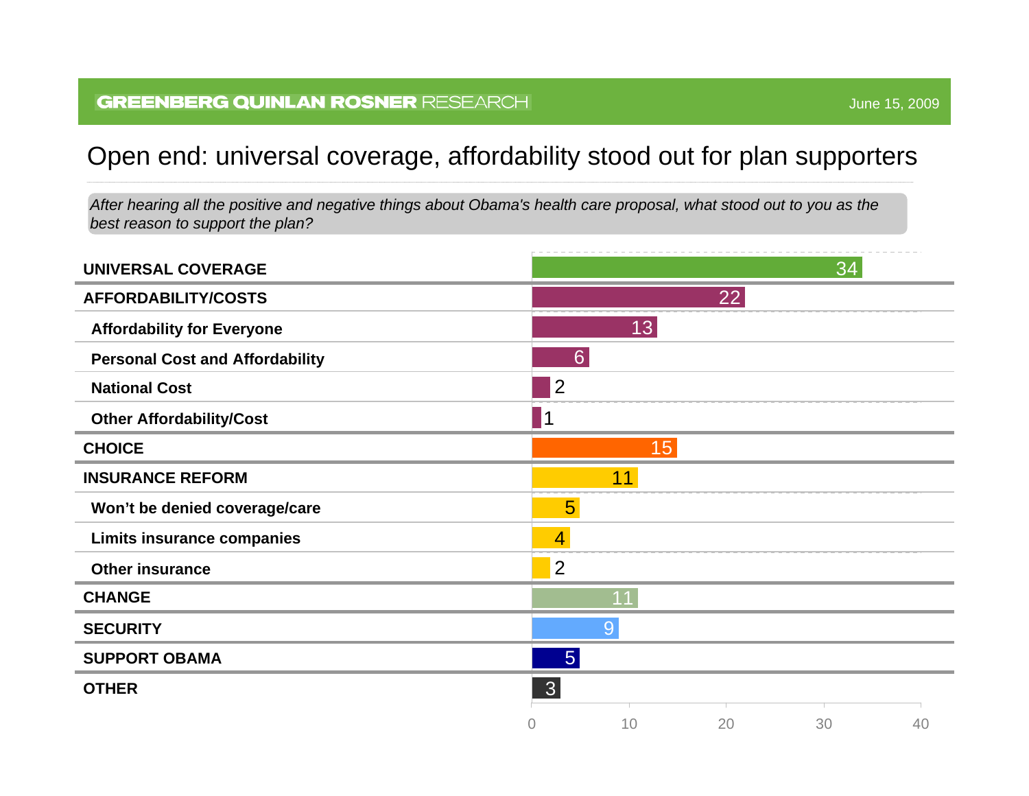## Open end: universal coverage, affordability stood out for plan supporters

*After hearing all the positive and negative things about Obama's health care proposal, what stood out to you as the best reason to support the plan?*

| Category | % |
|---|---|
| **UNIVERSAL COVERAGE** | 34 |
| **AFFORDABILITY/COSTS** | 22 |
| Affordability for Everyone | 13 |
| Personal Cost and Affordability | 6 |
| National Cost | 2 |
| Other Affordability/Cost | 1 |
| **CHOICE** | 15 |
| **INSURANCE REFORM** | 11 |
| Won't be denied coverage/care | 5 |
| Limits insurance companies | 4 |
| Other insurance | 2 |
| **CHANGE** | 11 |
| **SECURITY** | 9 |
| **SUPPORT OBAMA** | 5 |
| **OTHER** | 3 |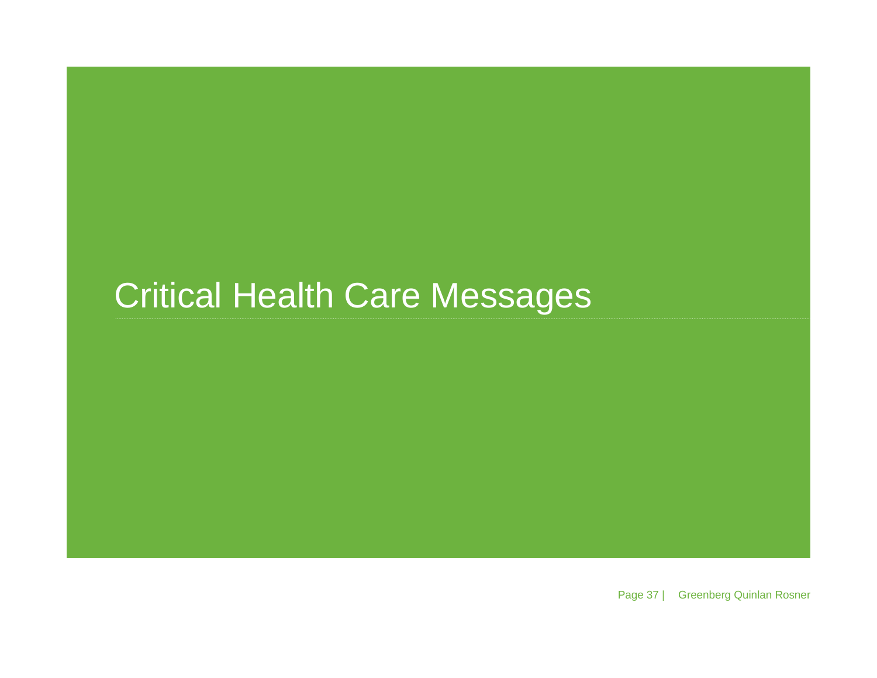# Critical Health Care Messages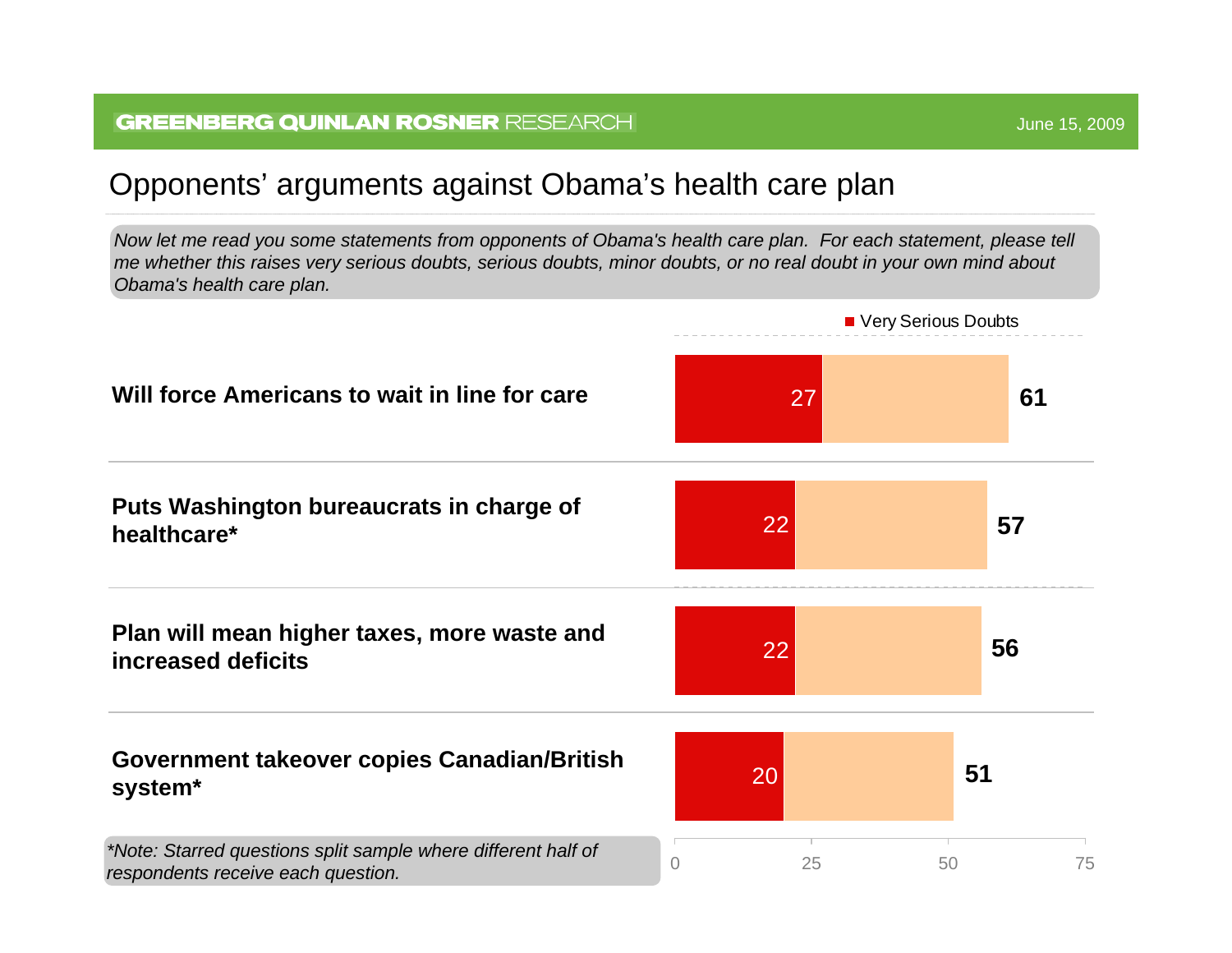# Opponents' arguments against Obama's health care plan

*Now let me read you some statements from opponents of Obama's health care plan. For each statement, please tell me whether this raises very serious doubts, serious doubts, minor doubts, or no real doubt in your own mind about Obama's health care plan.*

| Statement | Very Serious Doubts | Total |
|---|---|---|
| **Will force Americans to wait in line for care** | 27 | **61** |
| **Puts Washington bureaucrats in charge of healthcare*** | 22 | **57** |
| **Plan will mean higher taxes, more waste and increased deficits** | 22 | **56** |
| **Government takeover copies Canadian/British system*** | 20 | **51** |

*\*Note: Starred questions split sample where different half of respondents receive each question.*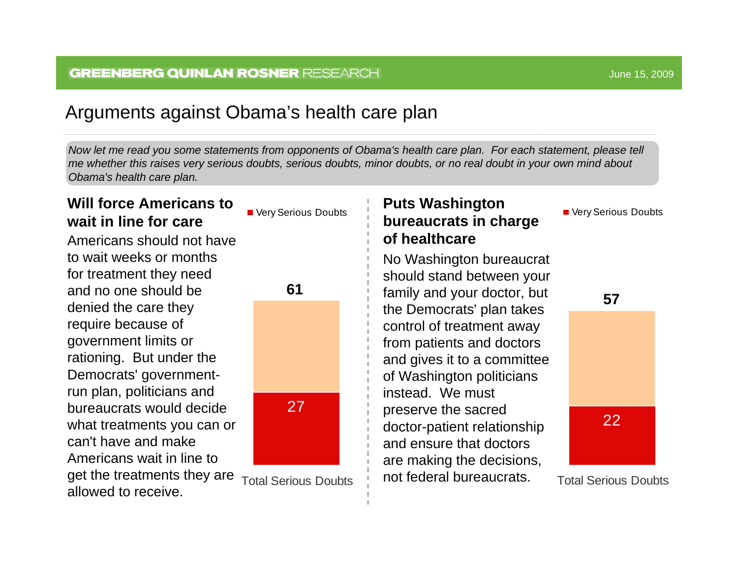# Arguments against Obama's health care plan

*Now let me read you some statements from opponents of Obama's health care plan. For each statement, please tell me whether this raises very serious doubts, serious doubts, minor doubts, or no real doubt in your own mind about Obama's health care plan.*

### Will force Americans to wait in line for care

Americans should not have to wait weeks or months for treatment they need and no one should be denied the care they require because of government limits or rationing. But under the Democrats' government-run plan, politicians and bureaucrats would decide what treatments you can or can't have and make Americans wait in line to get the treatments they are allowed to receive.

| | Very Serious Doubts | Total Serious Doubts |
|---|---|---|
| Will force Americans to wait in line for care | 27 | 61 |

### Puts Washington bureaucrats in charge of healthcare

No Washington bureaucrat should stand between your family and your doctor, but the Democrats' plan takes control of treatment away from patients and doctors and gives it to a committee of Washington politicians instead. We must preserve the sacred doctor-patient relationship and ensure that doctors are making the decisions, not federal bureaucrats.

| | Very Serious Doubts | Total Serious Doubts |
|---|---|---|
| Puts Washington bureaucrats in charge of healthcare | 22 | 57 |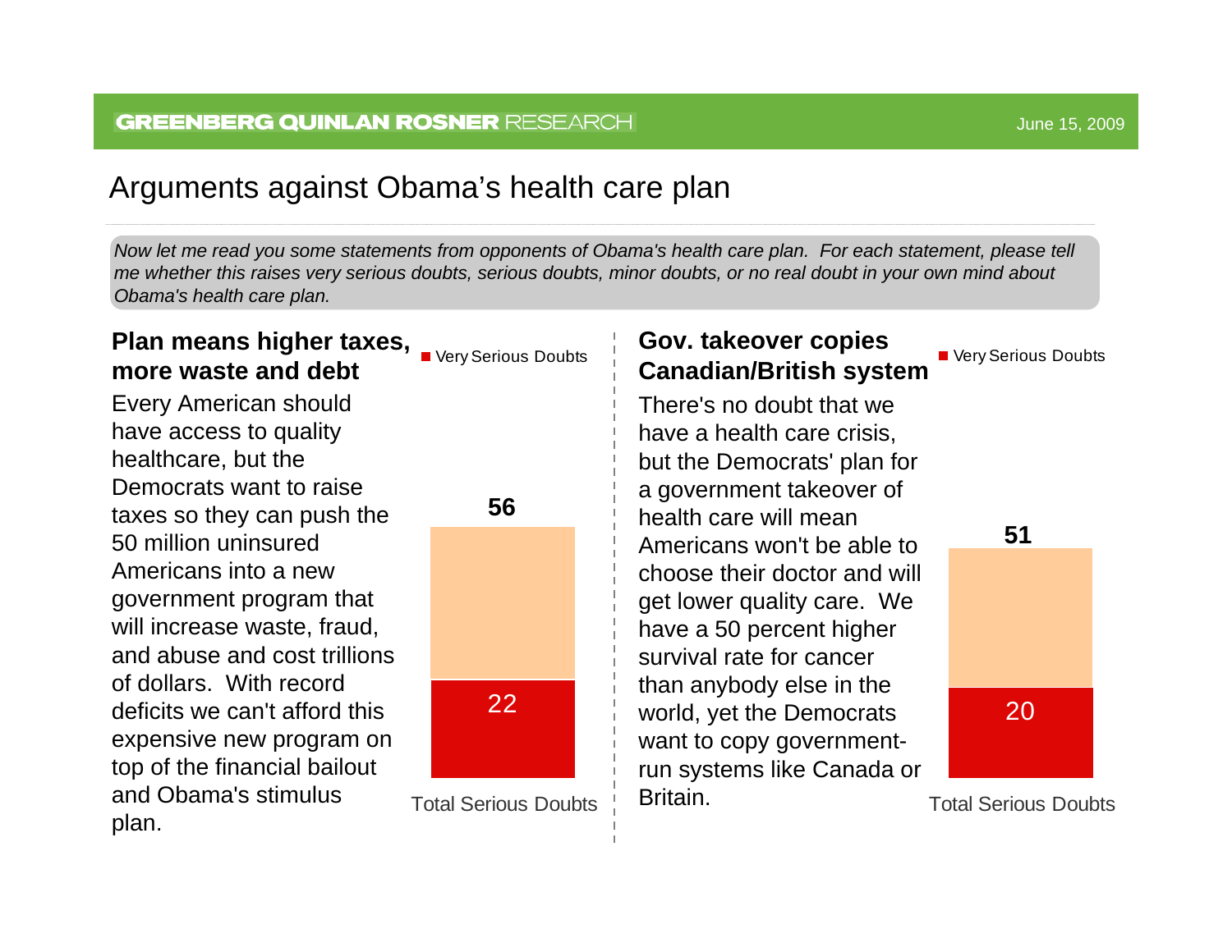# Arguments against Obama's health care plan

*Now let me read you some statements from opponents of Obama's health care plan. For each statement, please tell me whether this raises very serious doubts, serious doubts, minor doubts, or no real doubt in your own mind about Obama's health care plan.*

## Plan means higher taxes, more waste and debt

Every American should have access to quality healthcare, but the Democrats want to raise taxes so they can push the 50 million uninsured Americans into a new government program that will increase waste, fraud, and abuse and cost trillions of dollars. With record deficits we can't afford this expensive new program on top of the financial bailout and Obama's stimulus plan.

| | Total Serious Doubts |
|---|---|
| Very Serious Doubts | 22 |
| Total | 56 |

## Gov. takeover copies Canadian/British system

There's no doubt that we have a health care crisis, but the Democrats' plan for a government takeover of health care will mean Americans won't be able to choose their doctor and will get lower quality care. We have a 50 percent higher survival rate for cancer than anybody else in the world, yet the Democrats want to copy government-run systems like Canada or Britain.

| | Total Serious Doubts |
|---|---|
| Very Serious Doubts | 20 |
| Total | 51 |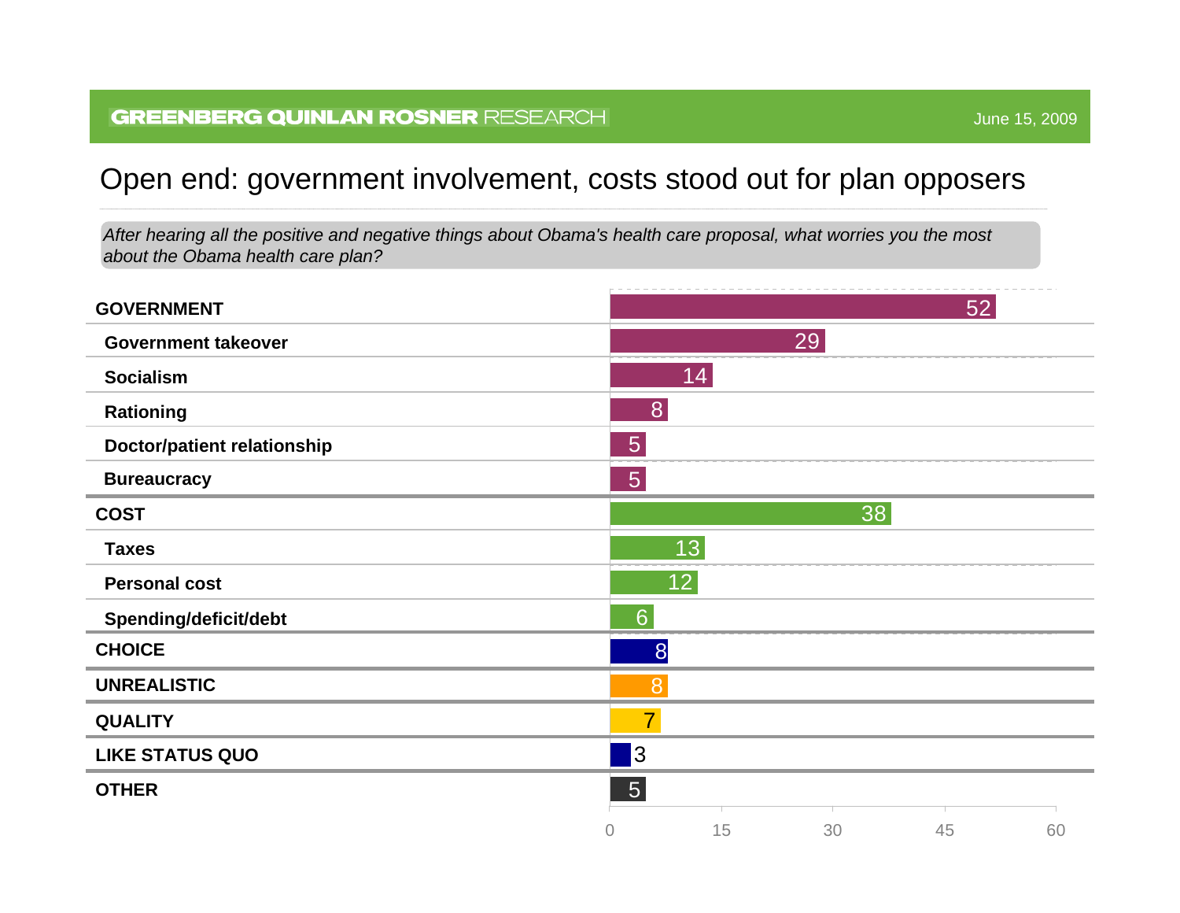## Open end: government involvement, costs stood out for plan opposers

*After hearing all the positive and negative things about Obama's health care proposal, what worries you the most about the Obama health care plan?*

| Category | % |
| --- | --- |
| **GOVERNMENT** | 52 |
| **Government takeover** | 29 |
| **Socialism** | 14 |
| **Rationing** | 8 |
| **Doctor/patient relationship** | 5 |
| **Bureaucracy** | 5 |
| **COST** | 38 |
| **Taxes** | 13 |
| **Personal cost** | 12 |
| **Spending/deficit/debt** | 6 |
| **CHOICE** | 8 |
| **UNREALISTIC** | 8 |
| **QUALITY** | 7 |
| **LIKE STATUS QUO** | 3 |
| **OTHER** | 5 |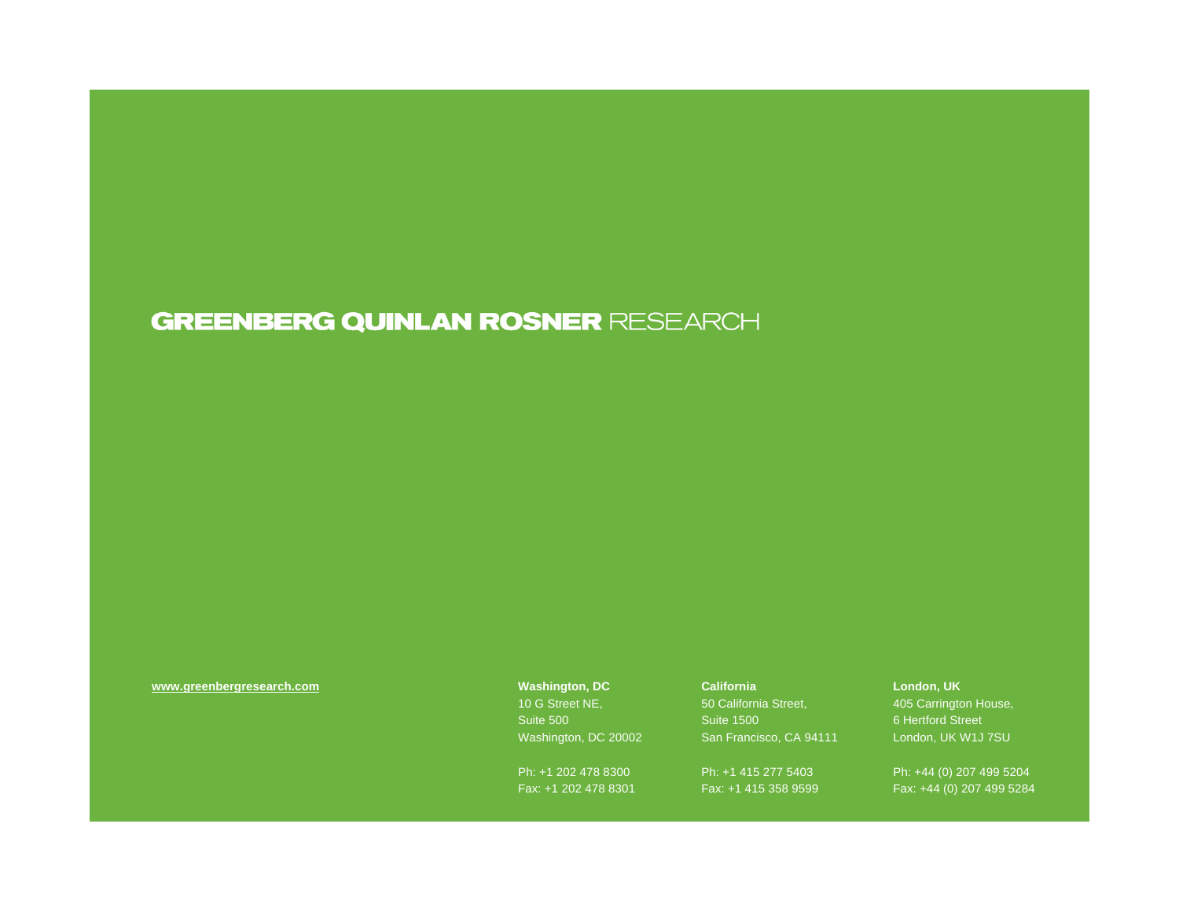**GREENBERG QUINLAN ROSNER** RESEARCH

www.greenbergresearch.com

**Washington, DC**
10 G Street NE,
Suite 500
Washington, DC 20002

Ph: +1 202 478 8300
Fax: +1 202 478 8301

**California**
50 California Street,
Suite 1500
San Francisco, CA 94111

Ph: +1 415 277 5403
Fax: +1 415 358 9599

**London, UK**
405 Carrington House,
6 Hertford Street
London, UK W1J 7SU

Ph: +44 (0) 207 499 5204
Fax: +44 (0) 207 499 5284